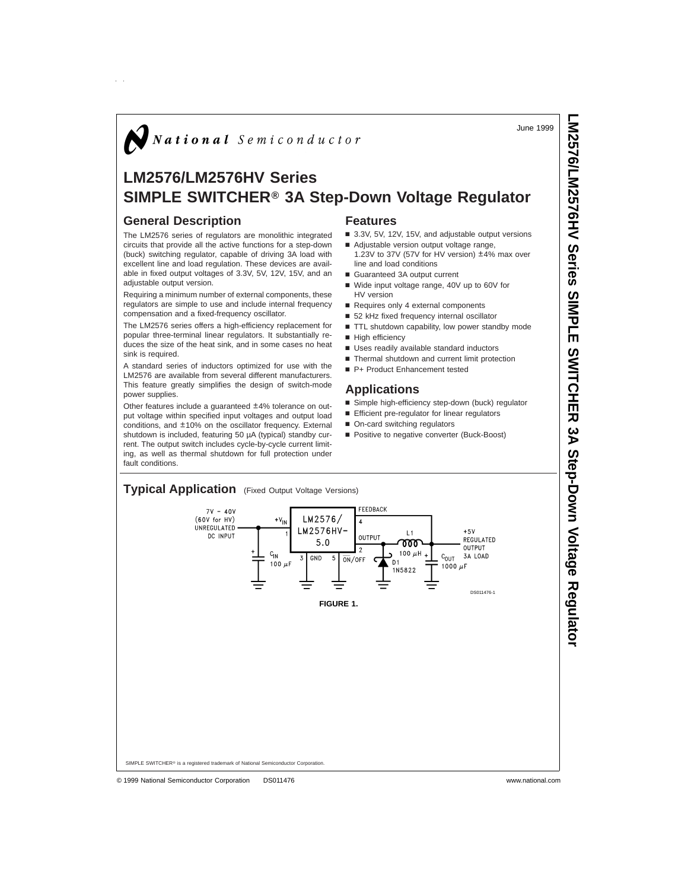National Semiconductor

June 1999

# LM2576/LM2576HV Series SIMPLE SWITCHER® 3A Step-Down Voltage Regulator

## General Description

The LM2576 series of regulators are monolithic integrated circuits that provide all the active functions for a step-down (buck) switching regulator, capable of driving 3A load with excellent line and load regulation. These devices are available in fixed output voltages of 3.3V, 5V, 12V, 15V, and an adjustable output version.

Requiring a minimum number of external components, these regulators are simple to use and include internal frequency compensation and a fixed-frequency oscillator.

The LM2576 series offers a high-efficiency replacement for popular three-terminal linear regulators. It substantially reduces the size of the heat sink, and in some cases no heat sink is required.

A standard series of inductors optimized for use with the LM2576 are available from several different manufacturers. This feature greatly simplifies the design of switch-mode power supplies.

Other features include a guaranteed ±4% tolerance on output voltage within specified input voltages and output load conditions, and ±10% on the oscillator frequency. External shutdown is included, featuring 50 µA (typical) standby current. The output switch includes cycle-by-cycle current limiting, as well as thermal shutdown for full protection under fault conditions.

## Features

- 3.3V, 5V, 12V, 15V, and adjustable output versions
- Adjustable version output voltage range, 1.23V to 37V (57V for HV version) ±4% max over line and load conditions
- Guaranteed 3A output current
- Wide input voltage range, 40V up to 60V for HV version
- Requires only 4 external components
- 52 kHz fixed frequency internal oscillator
- TTL shutdown capability, low power standby mode
- High efficiency
- Uses readily available standard inductors
- Thermal shutdown and current limit protection
- P+ Product Enhancement tested

## Applications

- Simple high-efficiency step-down (buck) regulator
- Efficient pre-regulator for linear regulators
- On-card switching regulators
- Positive to negative converter (Buck-Boost)

## Typical Application (Fixed Output Voltage Versions)

7V – 40V (60V for HV) UNREGULATED DC INPUT; $+V_{IN}$ 1; LM2576/LM2576HV-5.0; FEEDBACK 4; OUTPUT 2; 3 GND; 5 $\overline{ON}$/OFF; $C_{IN}$ 100 µF; L1 100 µH; D1 1N5822; $C_{OUT}$ 1000 µF; +5V REGULATED OUTPUT 3A LOAD

DS011476-1

**FIGURE 1.**

SIMPLE SWITCHER® is a registered trademark of National Semiconductor Corporation.

© 1999 National Semiconductor Corporation DS011476 www.national.com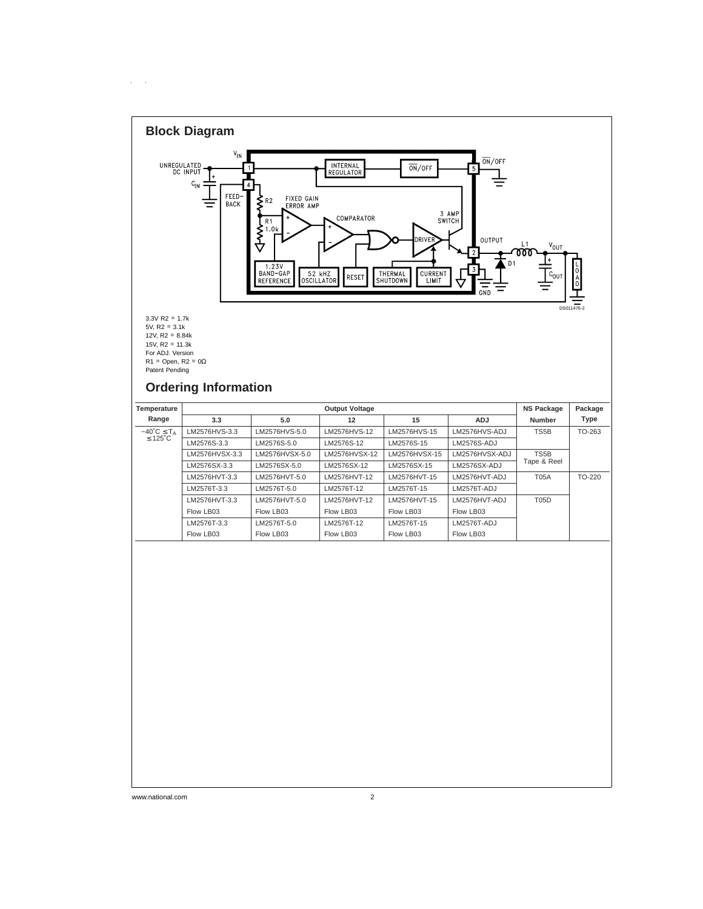## Block Diagram

3.3V R2 = 1.7k
5V, R2 = 3.1k
12V, R2 = 8.84k
15V, R2 = 11.3k
For ADJ. Version
R1 = Open, R2 = 0Ω
Patent Pending

## Ordering Information

| Temperature Range | Output Voltage | | | | | NS Package Number | Package Type |
|---|---|---|---|---|---|---|---|
| | 3.3 | 5.0 | 12 | 15 | ADJ | | |
| $-40^\circ C \leq T_A \leq 125^\circ C$ | LM2576HVS-3.3 | LM2576HVS-5.0 | LM2576HVS-12 | LM2576HVS-15 | LM2576HVS-ADJ | TS5B | TO-263 |
| | LM2576S-3.3 | LM2576S-5.0 | LM2576S-12 | LM2576S-15 | LM2576S-ADJ | | |
| | LM2576HVSX-3.3 | LM2576HVSX-5.0 | LM2576HVSX-12 | LM2576HVSX-15 | LM2576HVSX-ADJ | TS5B Tape & Reel | |
| | LM2576SX-3.3 | LM2576SX-5.0 | LM2576SX-12 | LM2576SX-15 | LM2576SX-ADJ | | |
| | LM2576HVT-3.3 | LM2576HVT-5.0 | LM2576HVT-12 | LM2576HVT-15 | LM2576HVT-ADJ | T05A | TO-220 |
| | LM2576T-3.3 | LM2576T-5.0 | LM2576T-12 | LM2576T-15 | LM2576T-ADJ | | |
| | LM2576HVT-3.3 Flow LB03 | LM2576HVT-5.0 Flow LB03 | LM2576HVT-12 Flow LB03 | LM2576HVT-15 Flow LB03 | LM2576HVT-ADJ Flow LB03 | T05D | |
| | LM2576T-3.3 Flow LB03 | LM2576T-5.0 Flow LB03 | LM2576T-12 Flow LB03 | LM2576T-15 Flow LB03 | LM2576T-ADJ Flow LB03 | | |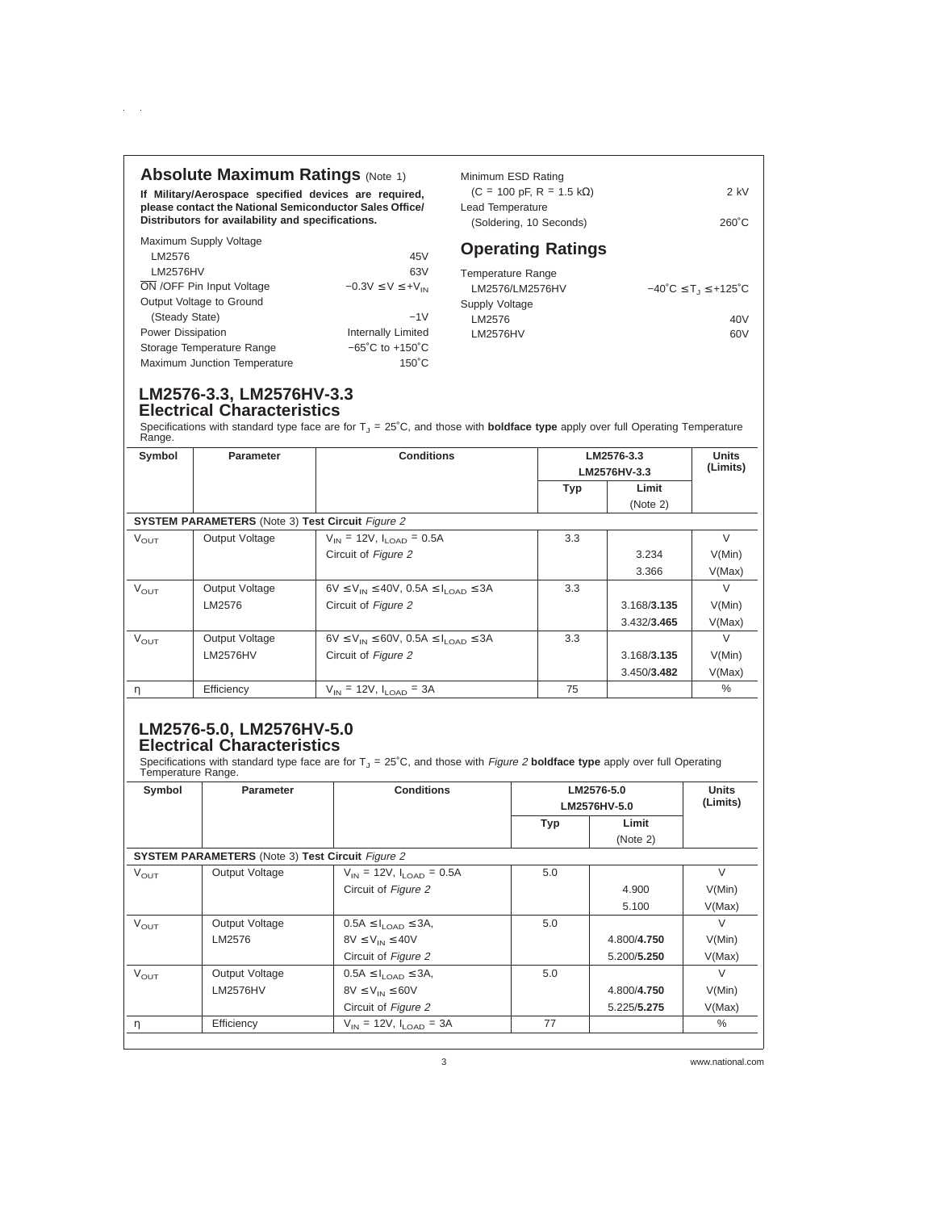## Absolute Maximum Ratings (Note 1)

**If Military/Aerospace specified devices are required, please contact the National Semiconductor Sales Office/ Distributors for availability and specifications.**

| | |
|---|---|
| Maximum Supply Voltage | |
| LM2576 | 45V |
| LM2576HV | 63V |
| $\overline{ON}$ /OFF Pin Input Voltage | $-0.3V \le V \le +V_{IN}$ |
| Output Voltage to Ground | |
| (Steady State) | −1V |
| Power Dissipation | Internally Limited |
| Storage Temperature Range | −65˚C to +150˚C |
| Maximum Junction Temperature | 150˚C |
| Minimum ESD Rating | |
| (C = 100 pF, R = 1.5 kΩ) | 2 kV |
| Lead Temperature | |
| (Soldering, 10 Seconds) | 260˚C |

## Operating Ratings

| | |
|---|---|
| Temperature Range | |
| LM2576/LM2576HV | $-40˚C \le T_J \le +125˚C$ |
| Supply Voltage | |
| LM2576 | 40V |
| LM2576HV | 60V |

## LM2576-3.3, LM2576HV-3.3 Electrical Characteristics

Specifications with standard type face are for $T_J$ = 25˚C, and those with **boldface type** apply over full Operating Temperature Range.

| Symbol | Parameter | Conditions | LM2576-3.3 LM2576HV-3.3 | | Units (Limits) |
|---|---|---|---|---|---|
| | | | Typ | Limit (Note 2) | |
| **SYSTEM PARAMETERS** (Note 3) **Test Circuit** *Figure 2* | | | | | |
| $V_{OUT}$ | Output Voltage | $V_{IN}$ = 12V, $I_{LOAD}$ = 0.5A | 3.3 | | V |
| | | Circuit of *Figure 2* | | 3.234 | V(Min) |
| | | | | 3.366 | V(Max) |
| $V_{OUT}$ | Output Voltage | $6V \le V_{IN} \le 40V$, $0.5A \le I_{LOAD} \le 3A$ | 3.3 | | V |
| | LM2576 | Circuit of *Figure 2* | | 3.168/**3.135** | V(Min) |
| | | | | 3.432/**3.465** | V(Max) |
| $V_{OUT}$ | Output Voltage | $6V \le V_{IN} \le 60V$, $0.5A \le I_{LOAD} \le 3A$ | 3.3 | | V |
| | LM2576HV | Circuit of *Figure 2* | | 3.168/**3.135** | V(Min) |
| | | | | 3.450/**3.482** | V(Max) |
| η | Efficiency | $V_{IN}$ = 12V, $I_{LOAD}$ = 3A | 75 | | % |

## LM2576-5.0, LM2576HV-5.0 Electrical Characteristics

Specifications with standard type face are for $T_J$ = 25˚C, and those with *Figure 2* **boldface type** apply over full Operating Temperature Range.

| Symbol | Parameter | Conditions | LM2576-5.0 LM2576HV-5.0 | | Units (Limits) |
|---|---|---|---|---|---|
| | | | Typ | Limit (Note 2) | |
| **SYSTEM PARAMETERS** (Note 3) **Test Circuit** *Figure 2* | | | | | |
| $V_{OUT}$ | Output Voltage | $V_{IN}$ = 12V, $I_{LOAD}$ = 0.5A | 5.0 | | V |
| | | Circuit of *Figure 2* | | 4.900 | V(Min) |
| | | | | 5.100 | V(Max) |
| $V_{OUT}$ | Output Voltage | $0.5A \le I_{LOAD} \le 3A$, | 5.0 | | V |
| | LM2576 | $8V \le V_{IN} \le 40V$ | | 4.800/**4.750** | V(Min) |
| | | Circuit of *Figure 2* | | 5.200/**5.250** | V(Max) |
| $V_{OUT}$ | Output Voltage | $0.5A \le I_{LOAD} \le 3A$, | 5.0 | | V |
| | LM2576HV | $8V \le V_{IN} \le 60V$ | | 4.800/**4.750** | V(Min) |
| | | Circuit of *Figure 2* | | 5.225/**5.275** | V(Max) |
| η | Efficiency | $V_{IN}$ = 12V, $I_{LOAD}$ = 3A | 77 | | % |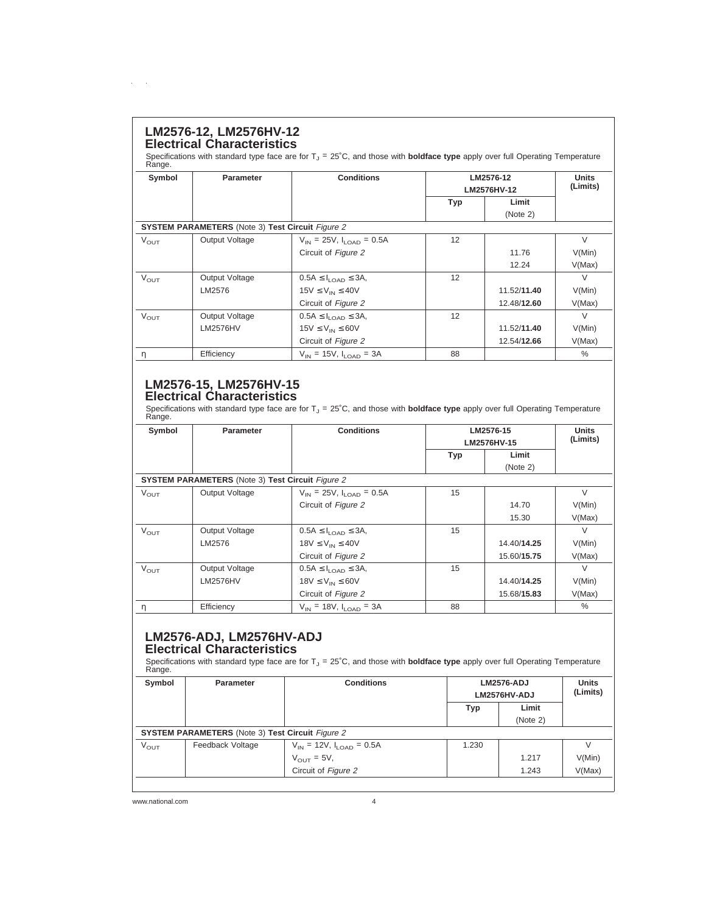## LM2576-12, LM2576HV-12

### Electrical Characteristics

Specifications with standard type face are for $T_J$ = 25˚C, and those with **boldface type** apply over full Operating Temperature Range.

| Symbol | Parameter | Conditions | LM2576-12 LM2576HV-12 | | Units (Limits) |
|---|---|---|---|---|---|
| | | | Typ | Limit (Note 2) | |
| **SYSTEM PARAMETERS** (Note 3) **Test Circuit** *Figure 2* | | | | | |
| $V_{OUT}$ | Output Voltage | $V_{IN}$ = 25V, $I_{LOAD}$ = 0.5A | 12 | | V |
| | | Circuit of *Figure 2* | | 11.76 | V(Min) |
| | | | | 12.24 | V(Max) |
| $V_{OUT}$ | Output Voltage | 0.5A ≤ $I_{LOAD}$ ≤ 3A, | 12 | | V |
| | LM2576 | 15V ≤ $V_{IN}$ ≤ 40V | | 11.52/**11.40** | V(Min) |
| | | Circuit of *Figure 2* | | 12.48/**12.60** | V(Max) |
| $V_{OUT}$ | Output Voltage | 0.5A ≤ $I_{LOAD}$ ≤ 3A, | 12 | | V |
| | LM2576HV | 15V ≤ $V_{IN}$ ≤ 60V | | 11.52/**11.40** | V(Min) |
| | | Circuit of *Figure 2* | | 12.54/**12.66** | V(Max) |
| η | Efficiency | $V_{IN}$ = 15V, $I_{LOAD}$ = 3A | 88 | | % |

## LM2576-15, LM2576HV-15

### Electrical Characteristics

Specifications with standard type face are for $T_J$ = 25˚C, and those with **boldface type** apply over full Operating Temperature Range.

| Symbol | Parameter | Conditions | LM2576-15 LM2576HV-15 | | Units (Limits) |
|---|---|---|---|---|---|
| | | | Typ | Limit (Note 2) | |
| **SYSTEM PARAMETERS** (Note 3) **Test Circuit** *Figure 2* | | | | | |
| $V_{OUT}$ | Output Voltage | $V_{IN}$ = 25V, $I_{LOAD}$ = 0.5A | 15 | | V |
| | | Circuit of *Figure 2* | | 14.70 | V(Min) |
| | | | | 15.30 | V(Max) |
| $V_{OUT}$ | Output Voltage | 0.5A ≤ $I_{LOAD}$ ≤ 3A, | 15 | | V |
| | LM2576 | 18V ≤ $V_{IN}$ ≤ 40V | | 14.40/**14.25** | V(Min) |
| | | Circuit of *Figure 2* | | 15.60/**15.75** | V(Max) |
| $V_{OUT}$ | Output Voltage | 0.5A ≤ $I_{LOAD}$ ≤ 3A, | 15 | | V |
| | LM2576HV | 18V ≤ $V_{IN}$ ≤ 60V | | 14.40/**14.25** | V(Min) |
| | | Circuit of *Figure 2* | | 15.68/**15.83** | V(Max) |
| η | Efficiency | $V_{IN}$ = 18V, $I_{LOAD}$ = 3A | 88 | | % |

## LM2576-ADJ, LM2576HV-ADJ

### Electrical Characteristics

Specifications with standard type face are for $T_J$ = 25˚C, and those with **boldface type** apply over full Operating Temperature Range.

| Symbol | Parameter | Conditions | LM2576-ADJ LM2576HV-ADJ | | Units (Limits) |
|---|---|---|---|---|---|
| | | | Typ | Limit (Note 2) | |
| **SYSTEM PARAMETERS** (Note 3) **Test Circuit** *Figure 2* | | | | | |
| $V_{OUT}$ | Feedback Voltage | $V_{IN}$ = 12V, $I_{LOAD}$ = 0.5A | 1.230 | | V |
| | | $V_{OUT}$ = 5V, | | 1.217 | V(Min) |
| | | Circuit of *Figure 2* | | 1.243 | V(Max) |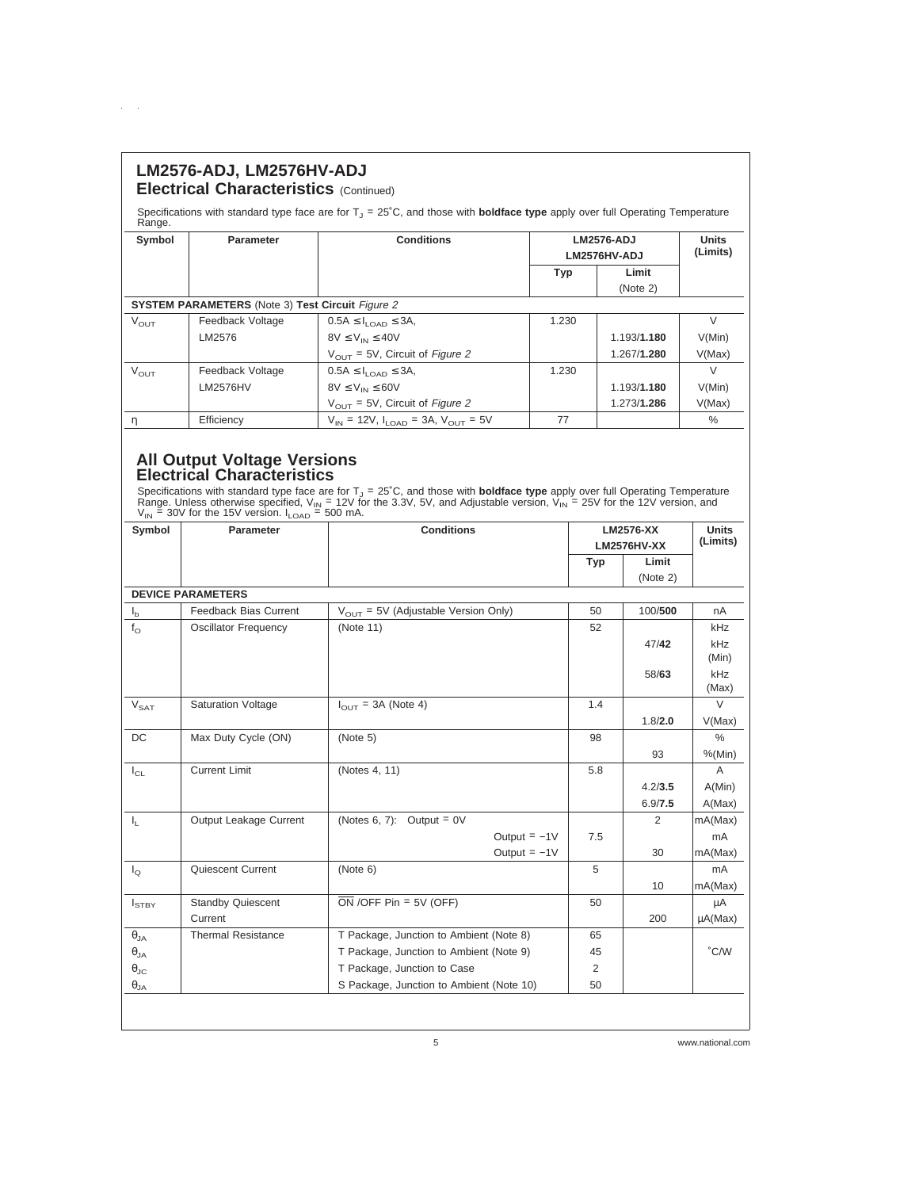## LM2576-ADJ, LM2576HV-ADJ

### Electrical Characteristics (Continued)

Specifications with standard type face are for $T_J$ = 25˚C, and those with **boldface type** apply over full Operating Temperature Range.

| Symbol | Parameter | Conditions | LM2576-ADJ LM2576HV-ADJ | | Units (Limits) |
|---|---|---|---|---|---|
| | | | Typ | Limit (Note 2) | |
| **SYSTEM PARAMETERS** (Note 3) **Test Circuit** *Figure 2* | | | | | |
| $V_{OUT}$ | Feedback Voltage LM2576 | $0.5A \leq I_{LOAD} \leq 3A$, | 1.230 | | V |
| | | $8V \leq V_{IN} \leq 40V$ | | 1.193/**1.180** | V(Min) |
| | | $V_{OUT}$ = 5V, Circuit of *Figure 2* | | 1.267/**1.280** | V(Max) |
| $V_{OUT}$ | Feedback Voltage LM2576HV | $0.5A \leq I_{LOAD} \leq 3A$, | 1.230 | | V |
| | | $8V \leq V_{IN} \leq 60V$ | | 1.193/**1.180** | V(Min) |
| | | $V_{OUT}$ = 5V, Circuit of *Figure 2* | | 1.273/**1.286** | V(Max) |
| η | Efficiency | $V_{IN}$ = 12V, $I_{LOAD}$ = 3A, $V_{OUT}$ = 5V | 77 | | % |

## All Output Voltage Versions Electrical Characteristics

Specifications with standard type face are for $T_J$ = 25˚C, and those with **boldface type** apply over full Operating Temperature Range. Unless otherwise specified, $V_{IN}$ = 12V for the 3.3V, 5V, and Adjustable version, $V_{IN}$ = 25V for the 12V version, and $V_{IN}$ = 30V for the 15V version. $I_{LOAD}$ = 500 mA.

| Symbol | Parameter | Conditions | LM2576-XX LM2576HV-XX | | Units (Limits) |
|---|---|---|---|---|---|
| | | | Typ | Limit (Note 2) | |
| **DEVICE PARAMETERS** | | | | | |
| $I_b$ | Feedback Bias Current | $V_{OUT}$ = 5V (Adjustable Version Only) | 50 | 100/**500** | nA |
| $f_O$ | Oscillator Frequency | (Note 11) | 52 | | kHz |
| | | | | 47/**42** | kHz (Min) |
| | | | | 58/**63** | kHz (Max) |
| $V_{SAT}$ | Saturation Voltage | $I_{OUT}$ = 3A (Note 4) | 1.4 | | V |
| | | | | 1.8/**2.0** | V(Max) |
| DC | Max Duty Cycle (ON) | (Note 5) | 98 | | % |
| | | | | 93 | %(Min) |
| $I_{CL}$ | Current Limit | (Notes 4, 11) | 5.8 | | A |
| | | | | 4.2/**3.5** | A(Min) |
| | | | | 6.9/**7.5** | A(Max) |
| $I_L$ | Output Leakage Current | (Notes 6, 7): Output = 0V | | 2 | mA(Max) |
| | | Output = −1V | 7.5 | | mA |
| | | Output = −1V | | 30 | mA(Max) |
| $I_Q$ | Quiescent Current | (Note 6) | 5 | | mA |
| | | | | 10 | mA(Max) |
| $I_{STBY}$ | Standby Quiescent Current | $\overline{ON}$ /OFF Pin = 5V (OFF) | 50 | | µA |
| | | | | 200 | µA(Max) |
| $\theta_{JA}$ | Thermal Resistance | T Package, Junction to Ambient (Note 8) | 65 | | |
| $\theta_{JA}$ | | T Package, Junction to Ambient (Note 9) | 45 | | ˚C/W |
| $\theta_{JC}$ | | T Package, Junction to Case | 2 | | |
| $\theta_{JA}$ | | S Package, Junction to Ambient (Note 10) | 50 | | |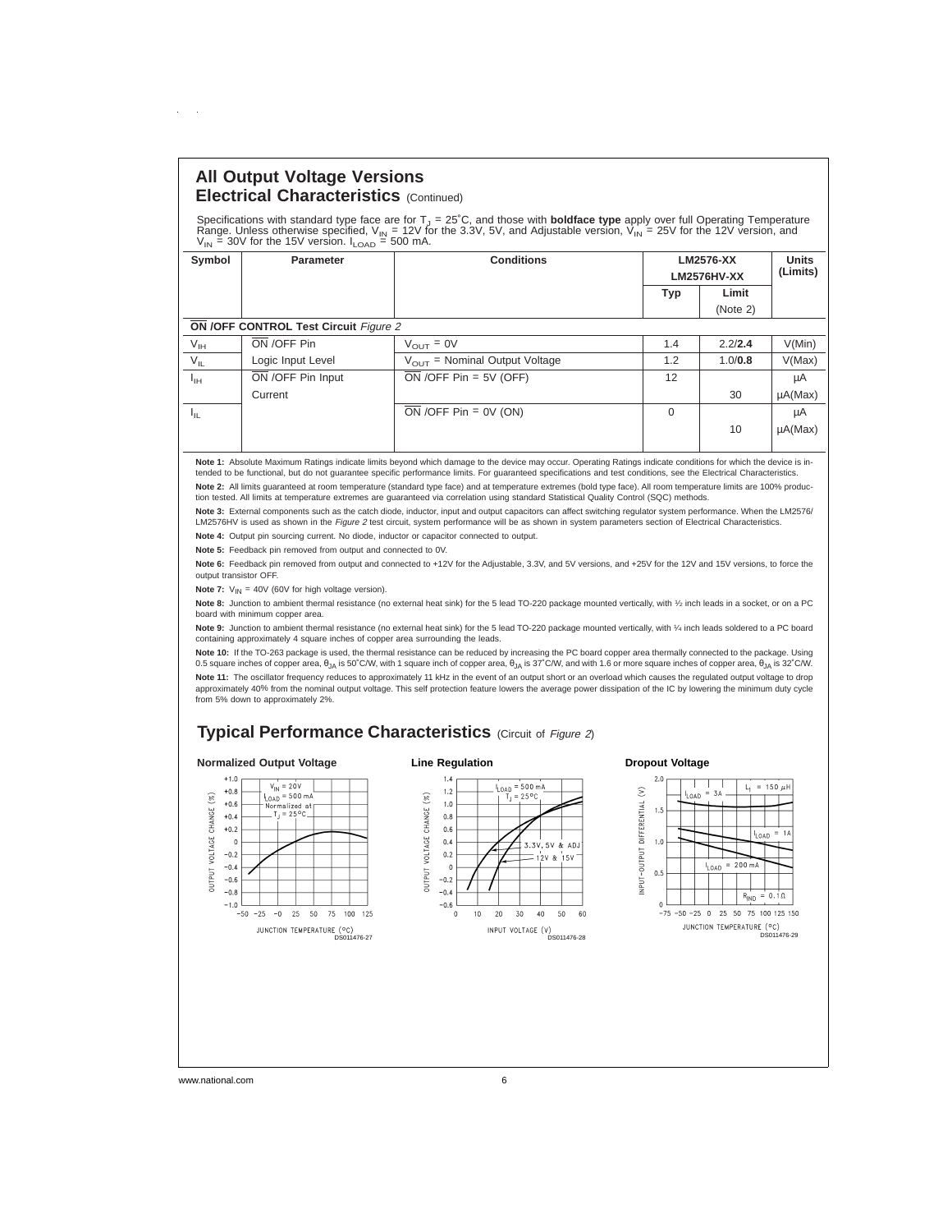## All Output Voltage Versions

### Electrical Characteristics (Continued)

Specifications with standard type face are for $T_J = 25°C$, and those with **boldface type** apply over full Operating Temperature Range. Unless otherwise specified, $V_{IN} = 12V$ for the 3.3V, 5V, and Adjustable version, $V_{IN} = 25V$ for the 12V version, and $V_{IN} = 30V$ for the 15V version. $I_{LOAD} = 500$ mA.

| Symbol | Parameter | Conditions | LM2576-XX LM2576HV-XX | | Units (Limits) |
|---|---|---|---|---|---|
| | | | Typ | Limit (Note 2) | |
| **$\overline{ON}$ /OFF CONTROL Test Circuit** *Figure 2* | | | | | |
| $V_{IH}$ | $\overline{ON}$ /OFF Pin | $V_{OUT} = 0V$ | 1.4 | 2.2/**2.4** | V(Min) |
| $V_{IL}$ | Logic Input Level | $V_{OUT}$ = Nominal Output Voltage | 1.2 | 1.0/**0.8** | V(Max) |
| $I_{IH}$ | $\overline{ON}$ /OFF Pin Input | $\overline{ON}$ /OFF Pin = 5V (OFF) | 12 | | μA |
| | Current | | | 30 | μA(Max) |
| $I_{IL}$ | | $\overline{ON}$ /OFF Pin = 0V (ON) | 0 | | μA |
| | | | | 10 | μA(Max) |

**Note 1:** Absolute Maximum Ratings indicate limits beyond which damage to the device may occur. Operating Ratings indicate conditions for which the device is intended to be functional, but do not guarantee specific performance limits. For guaranteed specifications and test conditions, see the Electrical Characteristics.

**Note 2:** All limits guaranteed at room temperature (standard type face) and at temperature extremes (bold type face). All room temperature limits are 100% production tested. All limits at temperature extremes are guaranteed via correlation using standard Statistical Quality Control (SQC) methods.

**Note 3:** External components such as the catch diode, inductor, input and output capacitors can affect switching regulator system performance. When the LM2576/LM2576HV is used as shown in the *Figure 2* test circuit, system performance will be as shown in system parameters section of Electrical Characteristics.

**Note 4:** Output pin sourcing current. No diode, inductor or capacitor connected to output.

**Note 5:** Feedback pin removed from output and connected to 0V.

**Note 6:** Feedback pin removed from output and connected to +12V for the Adjustable, 3.3V, and 5V versions, and +25V for the 12V and 15V versions, to force the output transistor OFF.

**Note 7:** $V_{IN} = 40V$ (60V for high voltage version).

**Note 8:** Junction to ambient thermal resistance (no external heat sink) for the 5 lead TO-220 package mounted vertically, with ½ inch leads in a socket, or on a PC board with minimum copper area.

**Note 9:** Junction to ambient thermal resistance (no external heat sink) for the 5 lead TO-220 package mounted vertically, with ¼ inch leads soldered to a PC board containing approximately 4 square inches of copper area surrounding the leads.

**Note 10:** If the TO-263 package is used, the thermal resistance can be reduced by increasing the PC board copper area thermally connected to the package. Using 0.5 square inches of copper area, $\theta_{JA}$ is 50°C/W, with 1 square inch of copper area, $\theta_{JA}$ is 37°C/W, and with 1.6 or more square inches of copper area, $\theta_{JA}$ is 32°C/W.

**Note 11:** The oscillator frequency reduces to approximately 11 kHz in the event of an output short or an overload which causes the regulated output voltage to drop approximately 40% from the nominal output voltage. This self protection feature lowers the average power dissipation of the IC by lowering the minimum duty cycle from 5% down to approximately 2%.

## Typical Performance Characteristics (Circuit of *Figure 2*)

**Normalized Output Voltage**

DS011476-27

**Line Regulation**

DS011476-28

**Dropout Voltage**

DS011476-29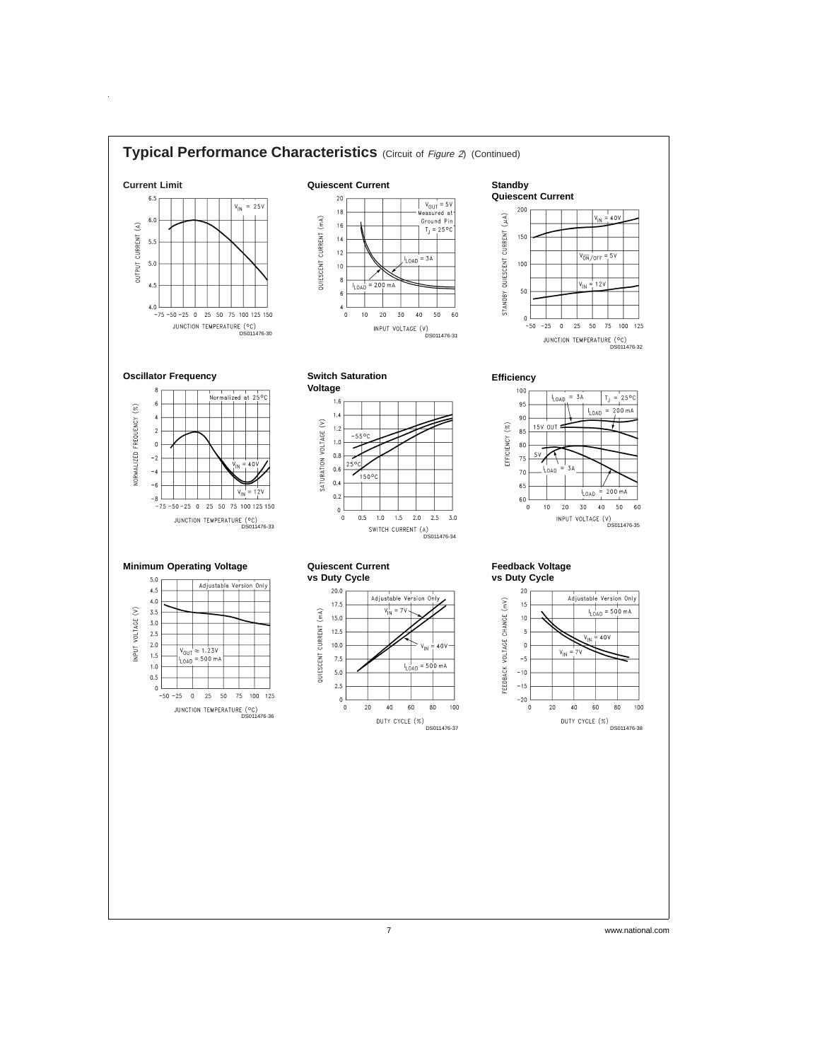## Typical Performance Characteristics (Circuit of *Figure 2*) (Continued)

**Current Limit**

DS011476-30

**Quiescent Current**

DS011476-31

**Standby Quiescent Current**

DS011476-32

**Oscillator Frequency**

DS011476-33

**Switch Saturation Voltage**

DS011476-34

**Efficiency**

DS011476-35

**Minimum Operating Voltage**

DS011476-36

**Quiescent Current vs Duty Cycle**

DS011476-37

**Feedback Voltage vs Duty Cycle**

DS011476-38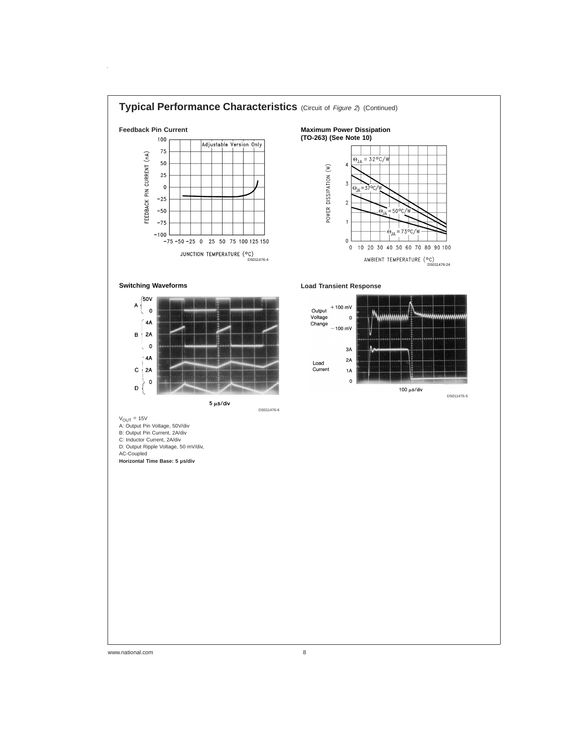## Typical Performance Characteristics (Circuit of *Figure 2*) (Continued)

**Feedback Pin Current**

DS011476-4

**Maximum Power Dissipation (TO-263) (See Note 10)**

DS011476-24

**Switching Waveforms**

DS011476-6

$V_{OUT}$ = 15V
A: Output Pin Voltage, 50V/div
B: Output Pin Current, 2A/div
C: Inductor Current, 2A/div
D: Output Ripple Voltage, 50 mV/div, AC-Coupled
**Horizontal Time Base: 5 µs/div**

**Load Transient Response**

DS011476-5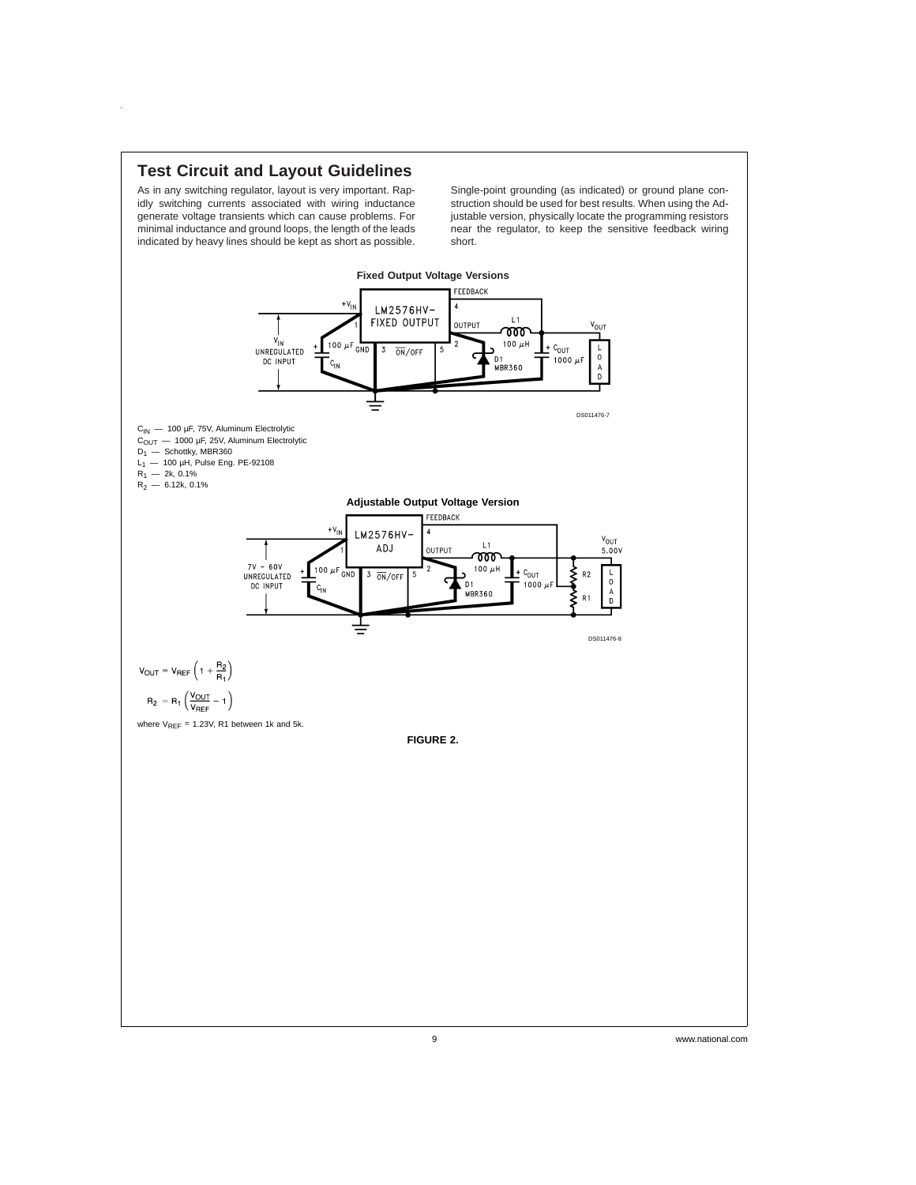## Test Circuit and Layout Guidelines

As in any switching regulator, layout is very important. Rapidly switching currents associated with wiring inductance generate voltage transients which can cause problems. For minimal inductance and ground loops, the length of the leads indicated by heavy lines should be kept as short as possible.

Single-point grounding (as indicated) or ground plane construction should be used for best results. When using the Adjustable version, physically locate the programming resistors near the regulator, to keep the sensitive feedback wiring short.

**Fixed Output Voltage Versions**

DS011476-7

$C_{IN}$ — 100 µF, 75V, Aluminum Electrolytic
$C_{OUT}$ — 1000 µF, 25V, Aluminum Electrolytic
$D_1$ — Schottky, MBR360
$L_1$ — 100 µH, Pulse Eng. PE-92108
$R_1$ — 2k, 0.1%
$R_2$ — 6.12k, 0.1%

**Adjustable Output Voltage Version**

DS011476-8

$$V_{OUT} = V_{REF}\left(1 + \frac{R_2}{R_1}\right)$$

$$R_2 = R_1\left(\frac{V_{OUT}}{V_{REF}} - 1\right)$$

where $V_{REF}$ = 1.23V, R1 between 1k and 5k.

**FIGURE 2.**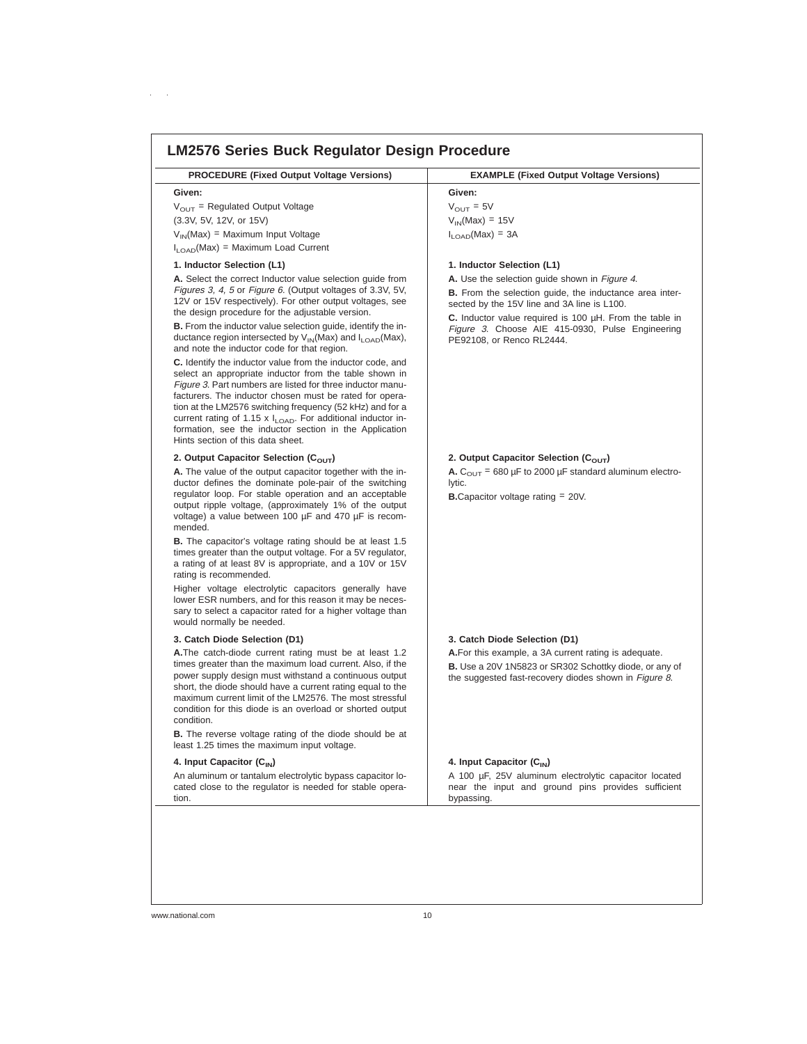## LM2576 Series Buck Regulator Design Procedure

| PROCEDURE (Fixed Output Voltage Versions) | EXAMPLE (Fixed Output Voltage Versions) |
|---|---|
| **Given:**<br>$V_{OUT}$ = Regulated Output Voltage<br>(3.3V, 5V, 12V, or 15V)<br>$V_{IN}$(Max) = Maximum Input Voltage<br>$I_{LOAD}$(Max) = Maximum Load Current | **Given:**<br>$V_{OUT}$ = 5V<br>$V_{IN}$(Max) = 15V<br>$I_{LOAD}$(Max) = 3A |
| **1. Inductor Selection (L1)**<br>**A.** Select the correct Inductor value selection guide from *Figures 3, 4, 5* or *Figure 6*. (Output voltages of 3.3V, 5V, 12V or 15V respectively). For other output voltages, see the design procedure for the adjustable version.<br>**B.** From the inductor value selection guide, identify the inductance region intersected by $V_{IN}$(Max) and $I_{LOAD}$(Max), and note the inductor code for that region.<br>**C.** Identify the inductor value from the inductor code, and select an appropriate inductor from the table shown in *Figure 3*. Part numbers are listed for three inductor manufacturers. The inductor chosen must be rated for operation at the LM2576 switching frequency (52 kHz) and for a current rating of 1.15 x $I_{LOAD}$. For additional inductor information, see the inductor section in the Application Hints section of this data sheet. | **1. Inductor Selection (L1)**<br>**A.** Use the selection guide shown in *Figure 4*.<br>**B.** From the selection guide, the inductance area intersected by the 15V line and 3A line is L100.<br>**C.** Inductor value required is 100 µH. From the table in *Figure 3*. Choose AIE 415-0930, Pulse Engineering PE92108, or Renco RL2444. |
| **2. Output Capacitor Selection ($C_{OUT}$)**<br>**A.** The value of the output capacitor together with the inductor defines the dominate pole-pair of the switching regulator loop. For stable operation and an acceptable output ripple voltage, (approximately 1% of the output voltage) a value between 100 µF and 470 µF is recommended.<br>**B.** The capacitor's voltage rating should be at least 1.5 times greater than the output voltage. For a 5V regulator, a rating of at least 8V is appropriate, and a 10V or 15V rating is recommended.<br>Higher voltage electrolytic capacitors generally have lower ESR numbers, and for this reason it may be necessary to select a capacitor rated for a higher voltage than would normally be needed. | **2. Output Capacitor Selection ($C_{OUT}$)**<br>**A.** $C_{OUT}$ = 680 µF to 2000 µF standard aluminum electrolytic.<br>**B.** Capacitor voltage rating = 20V. |
| **3. Catch Diode Selection (D1)**<br>**A.** The catch-diode current rating must be at least 1.2 times greater than the maximum load current. Also, if the power supply design must withstand a continuous output short, the diode should have a current rating equal to the maximum current limit of the LM2576. The most stressful condition for this diode is an overload or shorted output condition.<br>**B.** The reverse voltage rating of the diode should be at least 1.25 times the maximum input voltage. | **3. Catch Diode Selection (D1)**<br>**A.** For this example, a 3A current rating is adequate.<br>**B.** Use a 20V 1N5823 or SR302 Schottky diode, or any of the suggested fast-recovery diodes shown in *Figure 8*. |
| **4. Input Capacitor ($C_{IN}$)**<br>An aluminum or tantalum electrolytic bypass capacitor located close to the regulator is needed for stable operation. | **4. Input Capacitor ($C_{IN}$)**<br>A 100 µF, 25V aluminum electrolytic capacitor located near the input and ground pins provides sufficient bypassing. |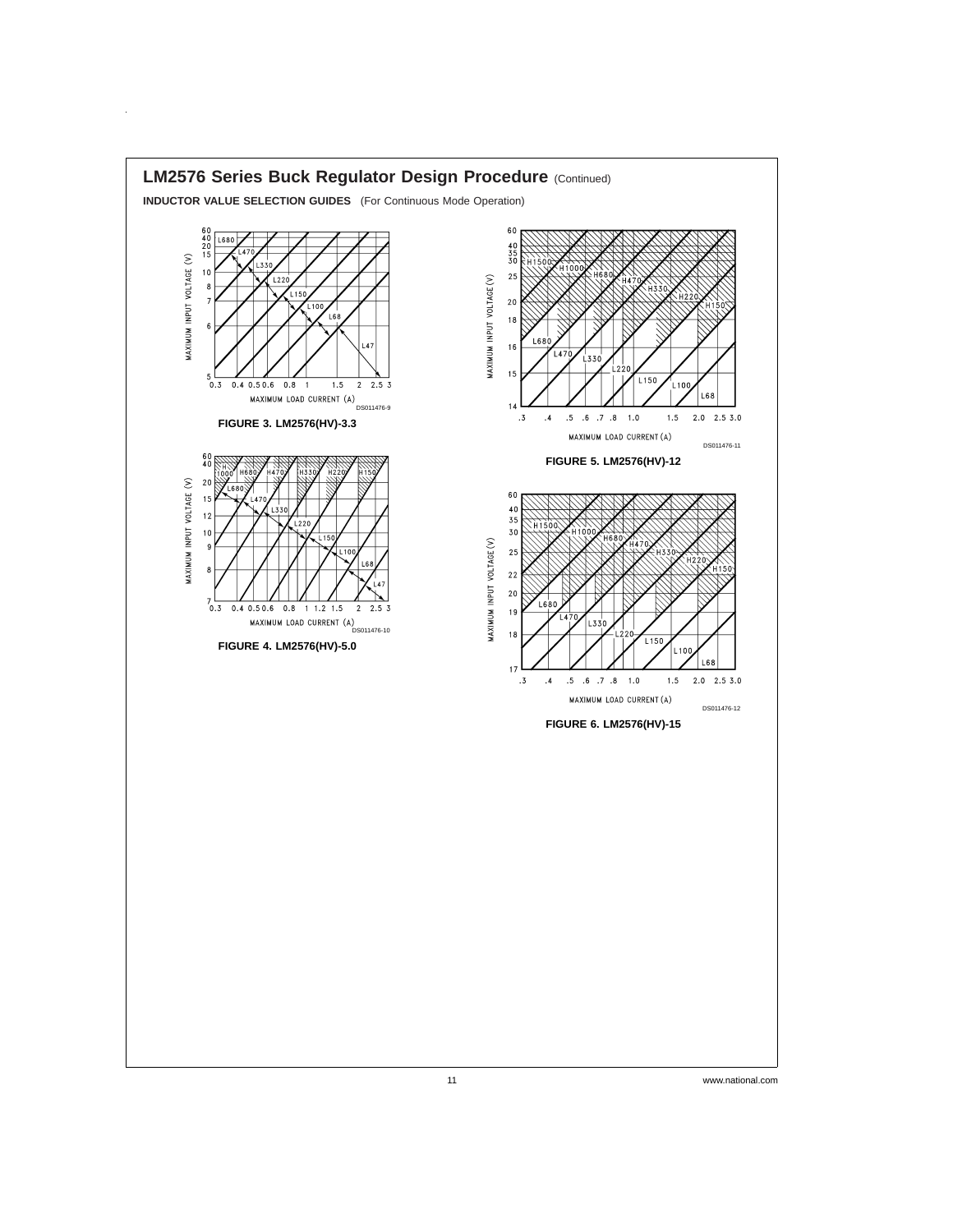## LM2576 Series Buck Regulator Design Procedure (Continued)

**INDUCTOR VALUE SELECTION GUIDES** (For Continuous Mode Operation)

**FIGURE 3. LM2576(HV)-3.3**

**FIGURE 4. LM2576(HV)-5.0**

**FIGURE 5. LM2576(HV)-12**

**FIGURE 6. LM2576(HV)-15**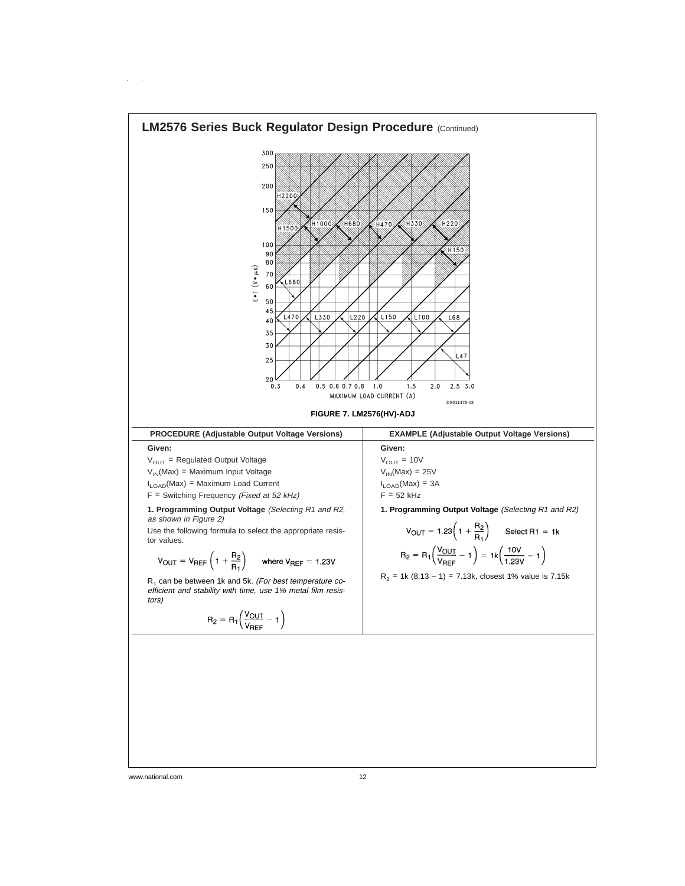## LM2576 Series Buck Regulator Design Procedure (Continued)

**FIGURE 7. LM2576(HV)-ADJ**

| PROCEDURE (Adjustable Output Voltage Versions) | EXAMPLE (Adjustable Output Voltage Versions) |
|---|---|
| **Given:** | **Given:** |
| $V_{OUT}$ = Regulated Output Voltage | $V_{OUT}$ = 10V |
| $V_{IN}(Max)$ = Maximum Input Voltage | $V_{IN}(Max)$ = 25V |
| $I_{LOAD}(Max)$ = Maximum Load Current | $I_{LOAD}(Max)$ = 3A |
| F = Switching Frequency *(Fixed at 52 kHz)* | F = 52 kHz |
| **1. Programming Output Voltage** *(Selecting R1 and R2, as shown in Figure 2)* | **1. Programming Output Voltage** *(Selecting R1 and R2)* |
| Use the following formula to select the appropriate resistor values. $V_{OUT} = V_{REF}\left(1 + \frac{R_2}{R_1}\right)$ where $V_{REF} = 1.23V$ | $V_{OUT} = 1.23\left(1 + \frac{R_2}{R_1}\right)$ Select R1 = 1k |
| $R_1$ can be between 1k and 5k. *(For best temperature coefficient and stability with time, use 1% metal film resistors)* | $R_2 = R_1\left(\frac{V_{OUT}}{V_{REF}} - 1\right) = 1k\left(\frac{10V}{1.23V} - 1\right)$ |
| $R_2 = R_1\left(\frac{V_{OUT}}{V_{REF}} - 1\right)$ | $R_2$ = 1k (8.13 − 1) = 7.13k, closest 1% value is 7.15k |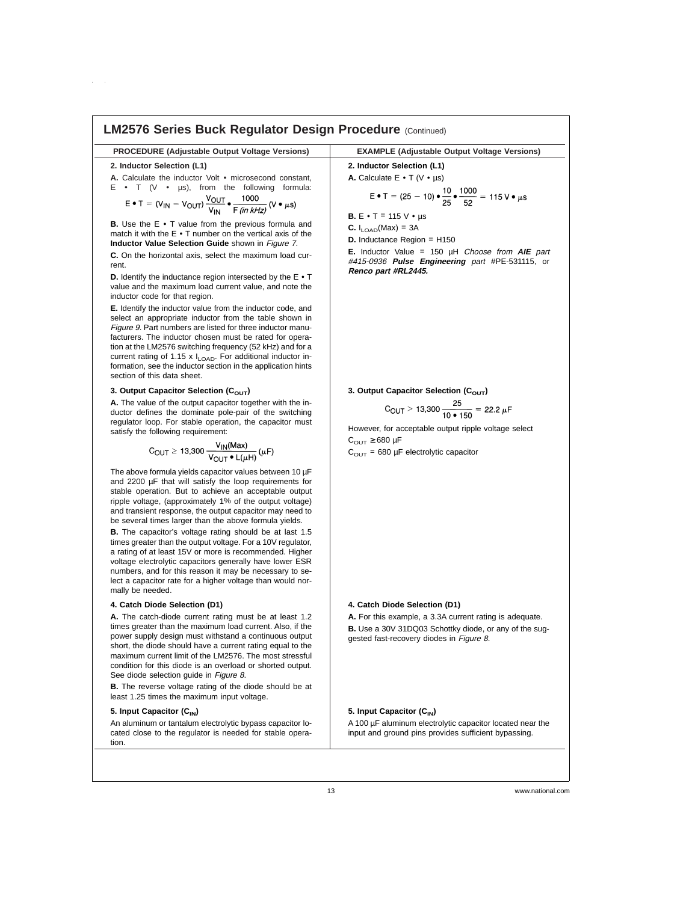## LM2576 Series Buck Regulator Design Procedure (Continued)

**PROCEDURE (Adjustable Output Voltage Versions)**

**2. Inductor Selection (L1)**

**A.** Calculate the inductor Volt • microsecond constant, E • T (V • µs), from the following formula:

$$E \bullet T = (V_{IN} - V_{OUT}) \frac{V_{OUT}}{V_{IN}} \bullet \frac{1000}{F \text{ (in kHz)}} (V \bullet \mu s)$$

**B.** Use the E • T value from the previous formula and match it with the E • T number on the vertical axis of the **Inductor Value Selection Guide** shown in *Figure 7*.

**C.** On the horizontal axis, select the maximum load current.

**D.** Identify the inductance region intersected by the E • T value and the maximum load current value, and note the inductor code for that region.

**E.** Identify the inductor value from the inductor code, and select an appropriate inductor from the table shown in *Figure 9*. Part numbers are listed for three inductor manufacturers. The inductor chosen must be rated for operation at the LM2576 switching frequency (52 kHz) and for a current rating of 1.15 x $I_{LOAD}$. For additional inductor information, see the inductor section in the application hints section of this data sheet.

**3. Output Capacitor Selection ($C_{OUT}$)**

**A.** The value of the output capacitor together with the inductor defines the dominate pole-pair of the switching regulator loop. For stable operation, the capacitor must satisfy the following requirement:

$$C_{OUT} \geq 13{,}300 \frac{V_{IN}(Max)}{V_{OUT} \bullet L(\mu H)} (\mu F)$$

The above formula yields capacitor values between 10 µF and 2200 µF that will satisfy the loop requirements for stable operation. But to achieve an acceptable output ripple voltage, (approximately 1% of the output voltage) and transient response, the output capacitor may need to be several times larger than the above formula yields.

**B.** The capacitor's voltage rating should be at last 1.5 times greater than the output voltage. For a 10V regulator, a rating of at least 15V or more is recommended. Higher voltage electrolytic capacitors generally have lower ESR numbers, and for this reason it may be necessary to select a capacitor rate for a higher voltage than would normally be needed.

**4. Catch Diode Selection (D1)**

**A.** The catch-diode current rating must be at least 1.2 times greater than the maximum load current. Also, if the power supply design must withstand a continuous output short, the diode should have a current rating equal to the maximum current limit of the LM2576. The most stressful condition for this diode is an overload or shorted output. See diode selection guide in *Figure 8*.

**B.** The reverse voltage rating of the diode should be at least 1.25 times the maximum input voltage.

**5. Input Capacitor ($C_{IN}$)**

An aluminum or tantalum electrolytic bypass capacitor located close to the regulator is needed for stable operation.

**EXAMPLE (Adjustable Output Voltage Versions)**

**2. Inductor Selection (L1)**

**A.** Calculate E • T (V • µs)

$$E \bullet T = (25 - 10) \bullet \frac{10}{25} \bullet \frac{1000}{52} = 115\ V \bullet \mu s$$

**B.** E • T = 115 V • µs

**C.** $I_{LOAD}$(Max) = 3A

**D.** Inductance Region = H150

**E.** Inductor Value = 150 µH *Choose from* ***AIE*** *part #415-0936* ***Pulse Engineering*** *part* #PE-531115, or ***Renco part #RL2445.***

**3. Output Capacitor Selection ($C_{OUT}$)**

$$C_{OUT} > 13{,}300 \frac{25}{10 \bullet 150} = 22.2\ \mu F$$

However, for acceptable output ripple voltage select

$C_{OUT} \geq 680\ \mu F$

$C_{OUT}$ = 680 µF electrolytic capacitor

**4. Catch Diode Selection (D1)**

**A.** For this example, a 3.3A current rating is adequate.

**B.** Use a 30V 31DQ03 Schottky diode, or any of the suggested fast-recovery diodes in *Figure 8*.

**5. Input Capacitor ($C_{IN}$)**

A 100 µF aluminum electrolytic capacitor located near the input and ground pins provides sufficient bypassing.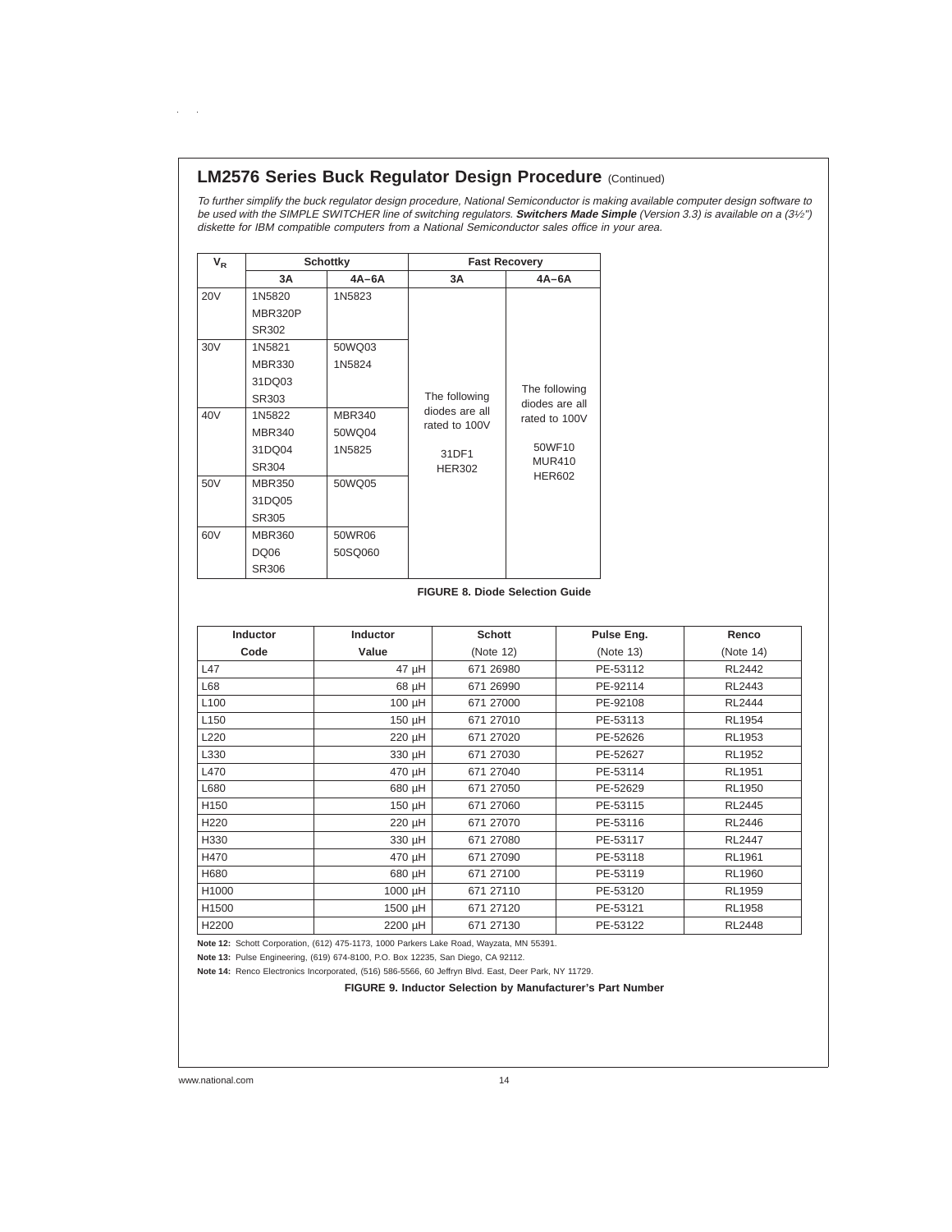## LM2576 Series Buck Regulator Design Procedure (Continued)

*To further simplify the buck regulator design procedure, National Semiconductor is making available computer design software to be used with the SIMPLE SWITCHER line of switching regulators.* ***Switchers Made Simple*** *(Version 3.3) is available on a (3½") diskette for IBM compatible computers from a National Semiconductor sales office in your area.*

| $V_R$ | Schottky | | Fast Recovery | |
|---|---|---|---|---|
| | 3A | 4A–6A | 3A | 4A–6A |
| 20V | 1N5820<br>MBR320P<br>SR302 | 1N5823 | The following diodes are all rated to 100V<br><br>31DF1<br>HER302 | The following diodes are all rated to 100V<br><br>50WF10<br>MUR410<br>HER602 |
| 30V | 1N5821<br>MBR330<br>31DQ03<br>SR303 | 50WQ03<br>1N5824 | | |
| 40V | 1N5822<br>MBR340<br>31DQ04<br>SR304 | MBR340<br>50WQ04<br>1N5825 | | |
| 50V | MBR350<br>31DQ05<br>SR305 | 50WQ05 | | |
| 60V | MBR360<br>DQ06<br>SR306 | 50WR06<br>50SQ060 | | |

**FIGURE 8. Diode Selection Guide**

| Inductor Code | Inductor Value | Schott (Note 12) | Pulse Eng. (Note 13) | Renco (Note 14) |
|---|---|---|---|---|
| L47 | 47 µH | 671 26980 | PE-53112 | RL2442 |
| L68 | 68 µH | 671 26990 | PE-92114 | RL2443 |
| L100 | 100 µH | 671 27000 | PE-92108 | RL2444 |
| L150 | 150 µH | 671 27010 | PE-53113 | RL1954 |
| L220 | 220 µH | 671 27020 | PE-52626 | RL1953 |
| L330 | 330 µH | 671 27030 | PE-52627 | RL1952 |
| L470 | 470 µH | 671 27040 | PE-53114 | RL1951 |
| L680 | 680 µH | 671 27050 | PE-52629 | RL1950 |
| H150 | 150 µH | 671 27060 | PE-53115 | RL2445 |
| H220 | 220 µH | 671 27070 | PE-53116 | RL2446 |
| H330 | 330 µH | 671 27080 | PE-53117 | RL2447 |
| H470 | 470 µH | 671 27090 | PE-53118 | RL1961 |
| H680 | 680 µH | 671 27100 | PE-53119 | RL1960 |
| H1000 | 1000 µH | 671 27110 | PE-53120 | RL1959 |
| H1500 | 1500 µH | 671 27120 | PE-53121 | RL1958 |
| H2200 | 2200 µH | 671 27130 | PE-53122 | RL2448 |

**Note 12:** Schott Corporation, (612) 475-1173, 1000 Parkers Lake Road, Wayzata, MN 55391.

**Note 13:** Pulse Engineering, (619) 674-8100, P.O. Box 12235, San Diego, CA 92112.

**Note 14:** Renco Electronics Incorporated, (516) 586-5566, 60 Jeffryn Blvd. East, Deer Park, NY 11729.

**FIGURE 9. Inductor Selection by Manufacturer's Part Number**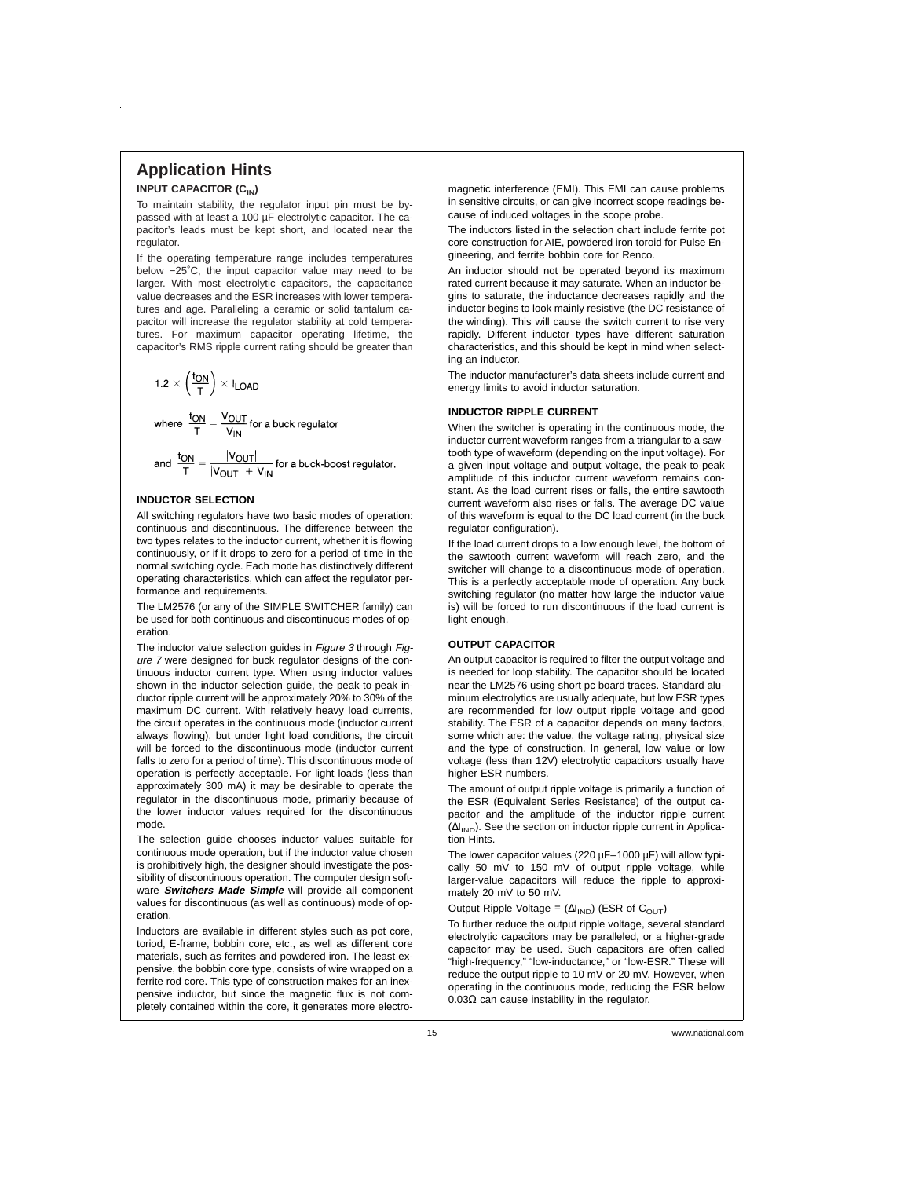## Application Hints

### INPUT CAPACITOR ($C_{IN}$)

To maintain stability, the regulator input pin must be bypassed with at least a 100 µF electrolytic capacitor. The capacitor's leads must be kept short, and located near the regulator.

If the operating temperature range includes temperatures below −25°C, the input capacitor value may need to be larger. With most electrolytic capacitors, the capacitance value decreases and the ESR increases with lower temperatures and age. Paralleling a ceramic or solid tantalum capacitor will increase the regulator stability at cold temperatures. For maximum capacitor operating lifetime, the capacitor's RMS ripple current rating should be greater than

$$1.2 \times \left(\frac{t_{ON}}{T}\right) \times I_{LOAD}$$

where $\frac{t_{ON}}{T} = \frac{V_{OUT}}{V_{IN}}$ for a buck regulator

and $\frac{t_{ON}}{T} = \frac{|V_{OUT}|}{|V_{OUT}| + V_{IN}}$ for a buck-boost regulator.

### INDUCTOR SELECTION

All switching regulators have two basic modes of operation: continuous and discontinuous. The difference between the two types relates to the inductor current, whether it is flowing continuously, or if it drops to zero for a period of time in the normal switching cycle. Each mode has distinctively different operating characteristics, which can affect the regulator performance and requirements.

The LM2576 (or any of the SIMPLE SWITCHER family) can be used for both continuous and discontinuous modes of operation.

The inductor value selection guides in *Figure 3* through *Figure 7* were designed for buck regulator designs of the continuous inductor current type. When using inductor values shown in the inductor selection guide, the peak-to-peak inductor ripple current will be approximately 20% to 30% of the maximum DC current. With relatively heavy load currents, the circuit operates in the continuous mode (inductor current always flowing), but under light load conditions, the circuit will be forced to the discontinuous mode (inductor current falls to zero for a period of time). This discontinuous mode of operation is perfectly acceptable. For light loads (less than approximately 300 mA) it may be desirable to operate the regulator in the discontinuous mode, primarily because of the lower inductor values required for the discontinuous mode.

The selection guide chooses inductor values suitable for continuous mode operation, but if the inductor value chosen is prohibitively high, the designer should investigate the possibility of discontinuous operation. The computer design software ***Switchers Made Simple*** will provide all component values for discontinuous (as well as continuous) mode of operation.

Inductors are available in different styles such as pot core, toriod, E-frame, bobbin core, etc., as well as different core materials, such as ferrites and powdered iron. The least expensive, the bobbin core type, consists of wire wrapped on a ferrite rod core. This type of construction makes for an inexpensive inductor, but since the magnetic flux is not completely contained within the core, it generates more electromagnetic interference (EMI). This EMI can cause problems in sensitive circuits, or can give incorrect scope readings because of induced voltages in the scope probe.

The inductors listed in the selection chart include ferrite pot core construction for AIE, powdered iron toroid for Pulse Engineering, and ferrite bobbin core for Renco.

An inductor should not be operated beyond its maximum rated current because it may saturate. When an inductor begins to saturate, the inductance decreases rapidly and the inductor begins to look mainly resistive (the DC resistance of the winding). This will cause the switch current to rise very rapidly. Different inductor types have different saturation characteristics, and this should be kept in mind when selecting an inductor.

The inductor manufacturer's data sheets include current and energy limits to avoid inductor saturation.

### INDUCTOR RIPPLE CURRENT

When the switcher is operating in the continuous mode, the inductor current waveform ranges from a triangular to a sawtooth type of waveform (depending on the input voltage). For a given input voltage and output voltage, the peak-to-peak amplitude of this inductor current waveform remains constant. As the load current rises or falls, the entire sawtooth current waveform also rises or falls. The average DC value of this waveform is equal to the DC load current (in the buck regulator configuration).

If the load current drops to a low enough level, the bottom of the sawtooth current waveform will reach zero, and the switcher will change to a discontinuous mode of operation. This is a perfectly acceptable mode of operation. Any buck switching regulator (no matter how large the inductor value is) will be forced to run discontinuous if the load current is light enough.

### OUTPUT CAPACITOR

An output capacitor is required to filter the output voltage and is needed for loop stability. The capacitor should be located near the LM2576 using short pc board traces. Standard aluminum electrolytics are usually adequate, but low ESR types are recommended for low output ripple voltage and good stability. The ESR of a capacitor depends on many factors, some which are: the value, the voltage rating, physical size and the type of construction. In general, low value or low voltage (less than 12V) electrolytic capacitors usually have higher ESR numbers.

The amount of output ripple voltage is primarily a function of the ESR (Equivalent Series Resistance) of the output capacitor and the amplitude of the inductor ripple current ($\Delta I_{IND}$). See the section on inductor ripple current in Application Hints.

The lower capacitor values (220 µF–1000 µF) will allow typically 50 mV to 150 mV of output ripple voltage, while larger-value capacitors will reduce the ripple to approximately 20 mV to 50 mV.

Output Ripple Voltage = ($\Delta I_{IND}$) (ESR of $C_{OUT}$)

To further reduce the output ripple voltage, several standard electrolytic capacitors may be paralleled, or a higher-grade capacitor may be used. Such capacitors are often called "high-frequency," "low-inductance," or "low-ESR." These will reduce the output ripple to 10 mV or 20 mV. However, when operating in the continuous mode, reducing the ESR below 0.03Ω can cause instability in the regulator.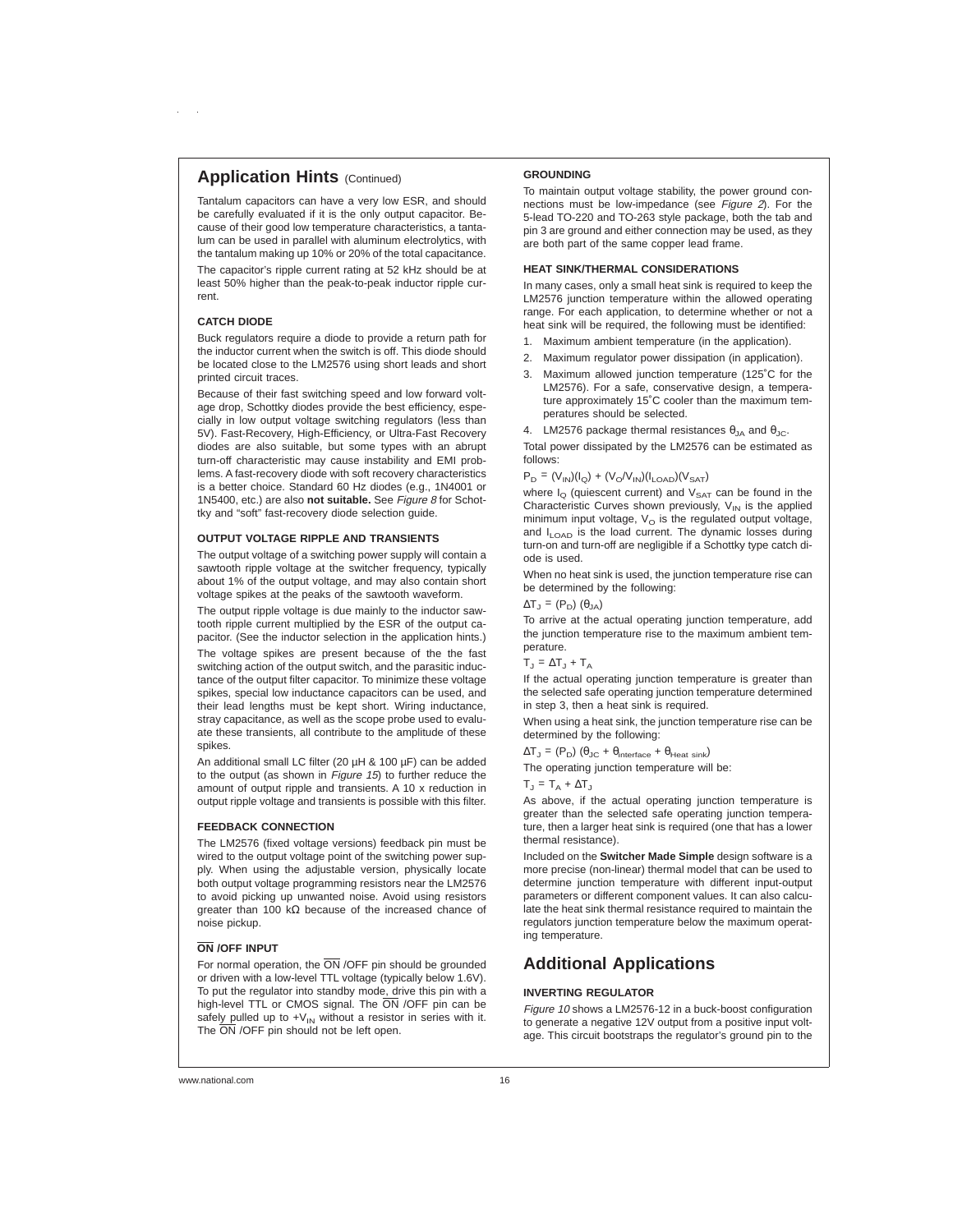## Application Hints (Continued)

Tantalum capacitors can have a very low ESR, and should be carefully evaluated if it is the only output capacitor. Because of their good low temperature characteristics, a tantalum can be used in parallel with aluminum electrolytics, with the tantalum making up 10% or 20% of the total capacitance.

The capacitor's ripple current rating at 52 kHz should be at least 50% higher than the peak-to-peak inductor ripple current.

### CATCH DIODE

Buck regulators require a diode to provide a return path for the inductor current when the switch is off. This diode should be located close to the LM2576 using short leads and short printed circuit traces.

Because of their fast switching speed and low forward voltage drop, Schottky diodes provide the best efficiency, especially in low output voltage switching regulators (less than 5V). Fast-Recovery, High-Efficiency, or Ultra-Fast Recovery diodes are also suitable, but some types with an abrupt turn-off characteristic may cause instability and EMI problems. A fast-recovery diode with soft recovery characteristics is a better choice. Standard 60 Hz diodes (e.g., 1N4001 or 1N5400, etc.) are also **not suitable.** See *Figure 8* for Schottky and "soft" fast-recovery diode selection guide.

### OUTPUT VOLTAGE RIPPLE AND TRANSIENTS

The output voltage of a switching power supply will contain a sawtooth ripple voltage at the switcher frequency, typically about 1% of the output voltage, and may also contain short voltage spikes at the peaks of the sawtooth waveform.

The output ripple voltage is due mainly to the inductor sawtooth ripple current multiplied by the ESR of the output capacitor. (See the inductor selection in the application hints.)

The voltage spikes are present because of the the fast switching action of the output switch, and the parasitic inductance of the output filter capacitor. To minimize these voltage spikes, special low inductance capacitors can be used, and their lead lengths must be kept short. Wiring inductance, stray capacitance, as well as the scope probe used to evaluate these transients, all contribute to the amplitude of these spikes.

An additional small LC filter (20 µH & 100 µF) can be added to the output (as shown in *Figure 15*) to further reduce the amount of output ripple and transients. A 10 x reduction in output ripple voltage and transients is possible with this filter.

### FEEDBACK CONNECTION

The LM2576 (fixed voltage versions) feedback pin must be wired to the output voltage point of the switching power supply. When using the adjustable version, physically locate both output voltage programming resistors near the LM2576 to avoid picking up unwanted noise. Avoid using resistors greater than 100 kΩ because of the increased chance of noise pickup.

### $\overline{ON}$ /OFF INPUT

For normal operation, the $\overline{ON}$ /OFF pin should be grounded or driven with a low-level TTL voltage (typically below 1.6V). To put the regulator into standby mode, drive this pin with a high-level TTL or CMOS signal. The $\overline{ON}$ /OFF pin can be safely pulled up to $+V_{IN}$ without a resistor in series with it. The $\overline{ON}$ /OFF pin should not be left open.

### GROUNDING

To maintain output voltage stability, the power ground connections must be low-impedance (see *Figure 2*). For the 5-lead TO-220 and TO-263 style package, both the tab and pin 3 are ground and either connection may be used, as they are both part of the same copper lead frame.

### HEAT SINK/THERMAL CONSIDERATIONS

In many cases, only a small heat sink is required to keep the LM2576 junction temperature within the allowed operating range. For each application, to determine whether or not a heat sink will be required, the following must be identified:

1. Maximum ambient temperature (in the application).
2. Maximum regulator power dissipation (in application).
3. Maximum allowed junction temperature (125˚C for the LM2576). For a safe, conservative design, a temperature approximately 15˚C cooler than the maximum temperatures should be selected.
4. LM2576 package thermal resistances $\theta_{JA}$ and $\theta_{JC}$.

Total power dissipated by the LM2576 can be estimated as follows:

$$P_D = (V_{IN})(I_Q) + (V_O/V_{IN})(I_{LOAD})(V_{SAT})$$

where $I_Q$ (quiescent current) and $V_{SAT}$ can be found in the Characteristic Curves shown previously, $V_{IN}$ is the applied minimum input voltage, $V_O$ is the regulated output voltage, and $I_{LOAD}$ is the load current. The dynamic losses during turn-on and turn-off are negligible if a Schottky type catch diode is used.

When no heat sink is used, the junction temperature rise can be determined by the following:

$$\Delta T_J = (P_D)(\theta_{JA})$$

To arrive at the actual operating junction temperature, add the junction temperature rise to the maximum ambient temperature.

$$T_J = \Delta T_J + T_A$$

If the actual operating junction temperature is greater than the selected safe operating junction temperature determined in step 3, then a heat sink is required.

When using a heat sink, the junction temperature rise can be determined by the following:

$$\Delta T_J = (P_D)(\theta_{JC} + \theta_{interface} + \theta_{Heat\ sink})$$

The operating junction temperature will be:

$$T_J = T_A + \Delta T_J$$

As above, if the actual operating junction temperature is greater than the selected safe operating junction temperature, then a larger heat sink is required (one that has a lower thermal resistance).

Included on the **Switcher Made Simple** design software is a more precise (non-linear) thermal model that can be used to determine junction temperature with different input-output parameters or different component values. It can also calculate the heat sink thermal resistance required to maintain the regulators junction temperature below the maximum operating temperature.

## Additional Applications

### INVERTING REGULATOR

*Figure 10* shows a LM2576-12 in a buck-boost configuration to generate a negative 12V output from a positive input voltage. This circuit bootstraps the regulator's ground pin to the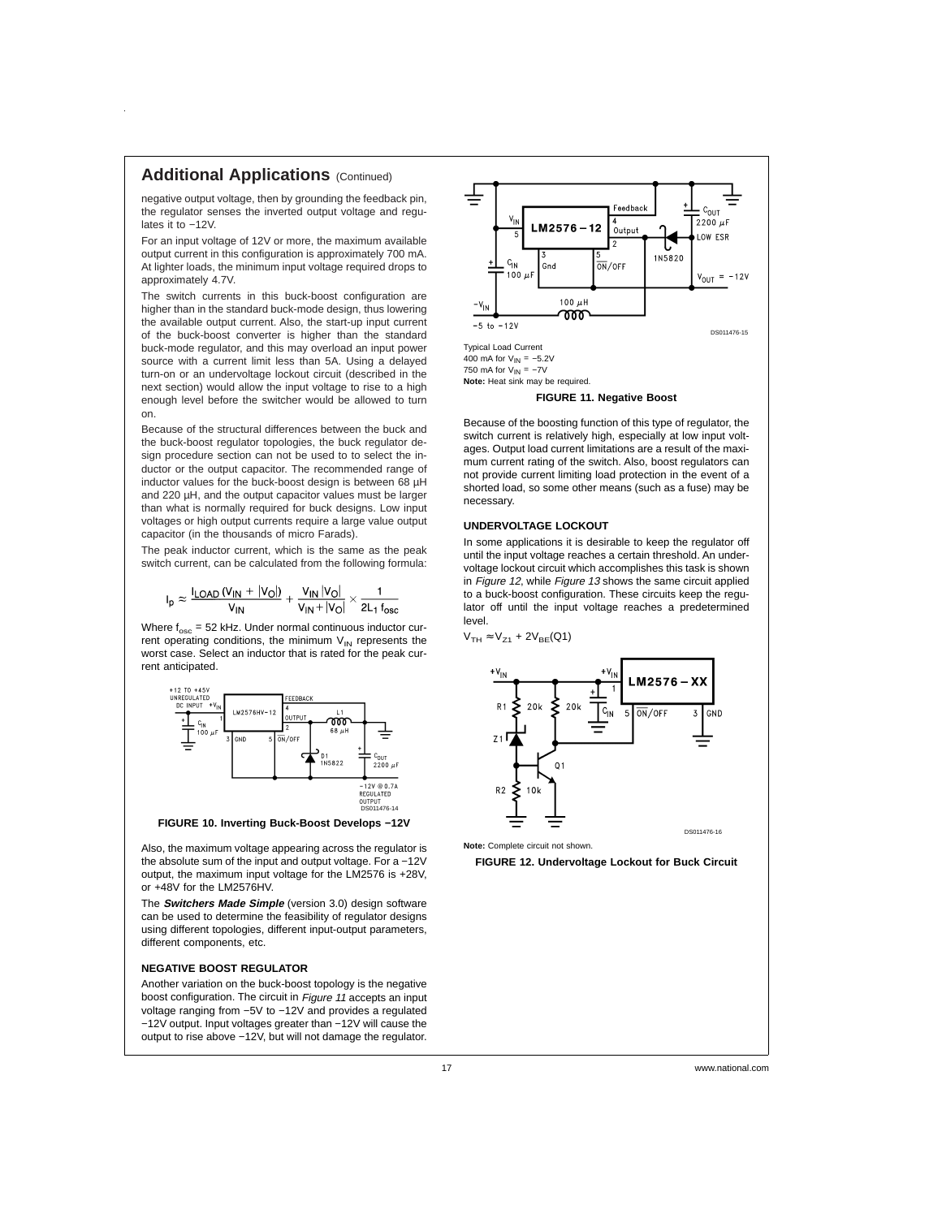## Additional Applications (Continued)

negative output voltage, then by grounding the feedback pin, the regulator senses the inverted output voltage and regulates it to −12V.

For an input voltage of 12V or more, the maximum available output current in this configuration is approximately 700 mA. At lighter loads, the minimum input voltage required drops to approximately 4.7V.

The switch currents in this buck-boost configuration are higher than in the standard buck-mode design, thus lowering the available output current. Also, the start-up input current of the buck-boost converter is higher than the standard buck-mode regulator, and this may overload an input power source with a current limit less than 5A. Using a delayed turn-on or an undervoltage lockout circuit (described in the next section) would allow the input voltage to rise to a high enough level before the switcher would be allowed to turn on.

Because of the structural differences between the buck and the buck-boost regulator topologies, the buck regulator design procedure section can not be used to select the inductor or the output capacitor. The recommended range of inductor values for the buck-boost design is between 68 µH and 220 µH, and the output capacitor values must be larger than what is normally required for buck designs. Low input voltages or high output currents require a large value output capacitor (in the thousands of micro Farads).

The peak inductor current, which is the same as the peak switch current, can be calculated from the following formula:

$$I_p \approx \frac{I_{LOAD}\,(V_{IN} + |V_O|)}{V_{IN}} + \frac{V_{IN}\,|V_O|}{V_{IN} + |V_O|} \times \frac{1}{2L_1\,f_{osc}}$$

Where $f_{osc}$ = 52 kHz. Under normal continuous inductor current operating conditions, the minimum $V_{IN}$ represents the worst case. Select an inductor that is rated for the peak current anticipated.

**FIGURE 10. Inverting Buck-Boost Develops −12V**

Also, the maximum voltage appearing across the regulator is the absolute sum of the input and output voltage. For a −12V output, the maximum input voltage for the LM2576 is +28V, or +48V for the LM2576HV.

The ***Switchers Made Simple*** (version 3.0) design software can be used to determine the feasibility of regulator designs using different topologies, different input-output parameters, different components, etc.

### NEGATIVE BOOST REGULATOR

Another variation on the buck-boost topology is the negative boost configuration. The circuit in *Figure 11* accepts an input voltage ranging from −5V to −12V and provides a regulated −12V output. Input voltages greater than −12V will cause the output to rise above −12V, but will not damage the regulator.

Typical Load Current
400 mA for $V_{IN}$ = −5.2V
750 mA for $V_{IN}$ = −7V
**Note:** Heat sink may be required.

**FIGURE 11. Negative Boost**

Because of the boosting function of this type of regulator, the switch current is relatively high, especially at low input voltages. Output load current limitations are a result of the maximum current rating of the switch. Also, boost regulators can not provide current limiting load protection in the event of a shorted load, so some other means (such as a fuse) may be necessary.

### UNDERVOLTAGE LOCKOUT

In some applications it is desirable to keep the regulator off until the input voltage reaches a certain threshold. An undervoltage lockout circuit which accomplishes this task is shown in *Figure 12*, while *Figure 13* shows the same circuit applied to a buck-boost configuration. These circuits keep the regulator off until the input voltage reaches a predetermined level.

$V_{TH} \approx V_{Z1} + 2V_{BE}(Q1)$

**Note:** Complete circuit not shown.

**FIGURE 12. Undervoltage Lockout for Buck Circuit**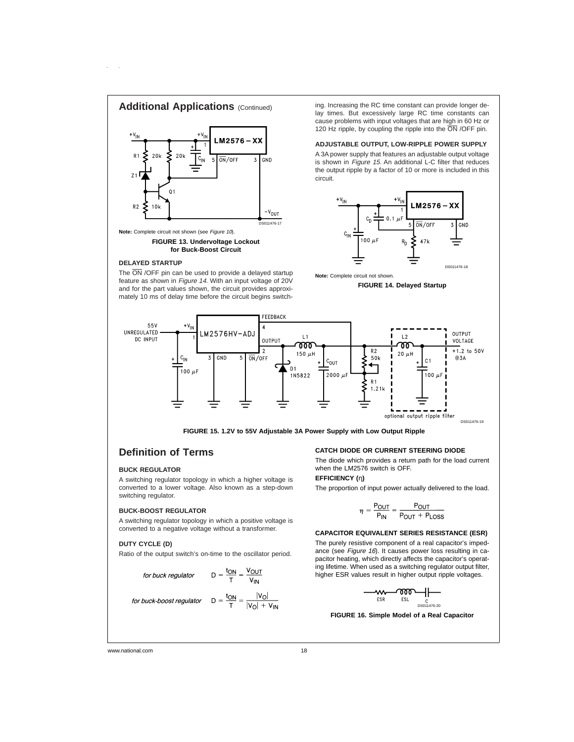## Additional Applications (Continued)

**Note:** Complete circuit not shown (see *Figure 10*).

**FIGURE 13. Undervoltage Lockout for Buck-Boost Circuit**

### DELAYED STARTUP

The $\overline{ON}$ /OFF pin can be used to provide a delayed startup feature as shown in *Figure 14*. With an input voltage of 20V and for the part values shown, the circuit provides approximately 10 ms of delay time before the circuit begins switching. Increasing the RC time constant can provide longer delay times. But excessively large RC time constants can cause problems with input voltages that are high in 60 Hz or 120 Hz ripple, by coupling the ripple into the $\overline{ON}$ /OFF pin.

### ADJUSTABLE OUTPUT, LOW-RIPPLE POWER SUPPLY

A 3A power supply that features an adjustable output voltage is shown in *Figure 15*. An additional L-C filter that reduces the output ripple by a factor of 10 or more is included in this circuit.

**Note:** Complete circuit not shown.

**FIGURE 14. Delayed Startup**

**FIGURE 15. 1.2V to 55V Adjustable 3A Power Supply with Low Output Ripple**

## Definition of Terms

### BUCK REGULATOR

A switching regulator topology in which a higher voltage is converted to a lower voltage. Also known as a step-down switching regulator.

### BUCK-BOOST REGULATOR

A switching regulator topology in which a positive voltage is converted to a negative voltage without a transformer.

### DUTY CYCLE (D)

Ratio of the output switch's on-time to the oscillator period.

*for buck regulator* $$D = \frac{t_{ON}}{T} = \frac{V_{OUT}}{V_{IN}}$$

*for buck-boost regulator* $$D = \frac{t_{ON}}{T} = \frac{|V_O|}{|V_O| + V_{IN}}$$

### CATCH DIODE OR CURRENT STEERING DIODE

The diode which provides a return path for the load current when the LM2576 switch is OFF.

### EFFICIENCY (η)

The proportion of input power actually delivered to the load.

$$\eta = \frac{P_{OUT}}{P_{IN}} = \frac{P_{OUT}}{P_{OUT} + P_{LOSS}}$$

### CAPACITOR EQUIVALENT SERIES RESISTANCE (ESR)

The purely resistive component of a real capacitor's impedance (see *Figure 16*). It causes power loss resulting in capacitor heating, which directly affects the capacitor's operating lifetime. When used as a switching regulator output filter, higher ESR values result in higher output ripple voltages.

**FIGURE 16. Simple Model of a Real Capacitor**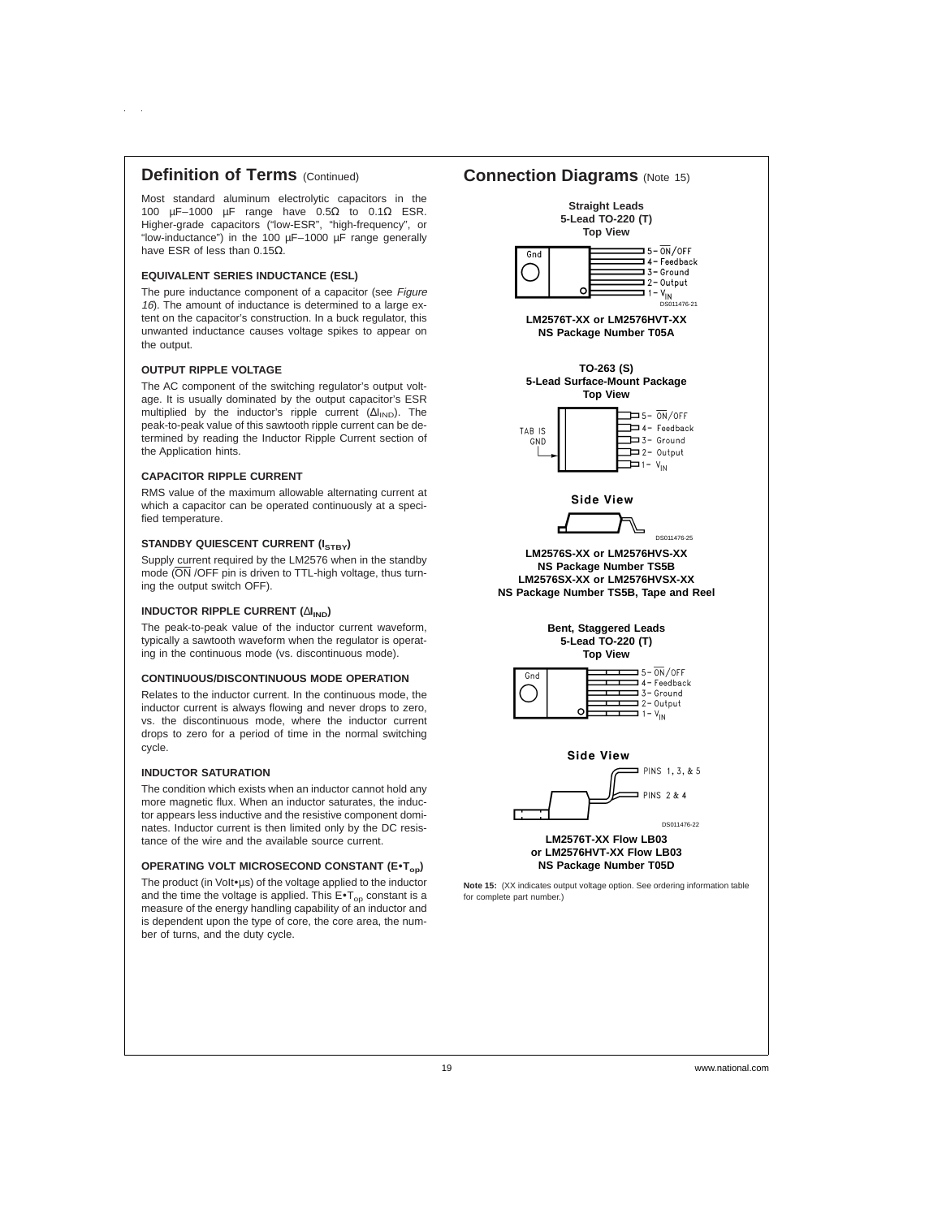## Definition of Terms (Continued)

Most standard aluminum electrolytic capacitors in the 100 µF–1000 µF range have 0.5Ω to 0.1Ω ESR. Higher-grade capacitors ("low-ESR", "high-frequency", or "low-inductance") in the 100 µF–1000 µF range generally have ESR of less than 0.15Ω.

### EQUIVALENT SERIES INDUCTANCE (ESL)

The pure inductance component of a capacitor (see *Figure 16*). The amount of inductance is determined to a large extent on the capacitor's construction. In a buck regulator, this unwanted inductance causes voltage spikes to appear on the output.

### OUTPUT RIPPLE VOLTAGE

The AC component of the switching regulator's output voltage. It is usually dominated by the output capacitor's ESR multiplied by the inductor's ripple current ($\Delta I_{IND}$). The peak-to-peak value of this sawtooth ripple current can be determined by reading the Inductor Ripple Current section of the Application hints.

### CAPACITOR RIPPLE CURRENT

RMS value of the maximum allowable alternating current at which a capacitor can be operated continuously at a specified temperature.

### STANDBY QUIESCENT CURRENT ($I_{STBY}$)

Supply current required by the LM2576 when in the standby mode ($\overline{ON}$ /OFF pin is driven to TTL-high voltage, thus turning the output switch OFF).

### INDUCTOR RIPPLE CURRENT ($\Delta I_{IND}$)

The peak-to-peak value of the inductor current waveform, typically a sawtooth waveform when the regulator is operating in the continuous mode (vs. discontinuous mode).

### CONTINUOUS/DISCONTINUOUS MODE OPERATION

Relates to the inductor current. In the continuous mode, the inductor current is always flowing and never drops to zero, vs. the discontinuous mode, where the inductor current drops to zero for a period of time in the normal switching cycle.

### INDUCTOR SATURATION

The condition which exists when an inductor cannot hold any more magnetic flux. When an inductor saturates, the inductor appears less inductive and the resistive component dominates. Inductor current is then limited only by the DC resistance of the wire and the available source current.

### OPERATING VOLT MICROSECOND CONSTANT ($E \bullet T_{op}$)

The product (in Volt•µs) of the voltage applied to the inductor and the time the voltage is applied. This $E \bullet T_{op}$ constant is a measure of the energy handling capability of an inductor and is dependent upon the type of core, the core area, the number of turns, and the duty cycle.

## Connection Diagrams (Note 15)

**Straight Leads**
**5-Lead TO-220 (T)**
**Top View**

Gnd

5 – $\overline{ON}$/OFF
4 – Feedback
3 – Ground
2 – Output
1 – $V_{IN}$

DS011476-21

**LM2576T-XX or LM2576HVT-XX**
**NS Package Number T05A**

**TO-263 (S)**
**5-Lead Surface-Mount Package**
**Top View**

TAB IS GND

5 – $\overline{ON}$/OFF
4 – Feedback
3 – Ground
2 – Output
1 – $V_{IN}$

**Side View**

DS011476-25

**LM2576S-XX or LM2576HVS-XX**
**NS Package Number TS5B**
**LM2576SX-XX or LM2576HVSX-XX**
**NS Package Number TS5B, Tape and Reel**

**Bent, Staggered Leads**
**5-Lead TO-220 (T)**
**Top View**

Gnd

5 – $\overline{ON}$/OFF
4 – Feedback
3 – Ground
2 – Output
1 – $V_{IN}$

**Side View**

PINS 1, 3, & 5
PINS 2 & 4

DS011476-22

**LM2576T-XX Flow LB03**
**or LM2576HVT-XX Flow LB03**
**NS Package Number T05D**

**Note 15:** (XX indicates output voltage option. See ordering information table for complete part number.)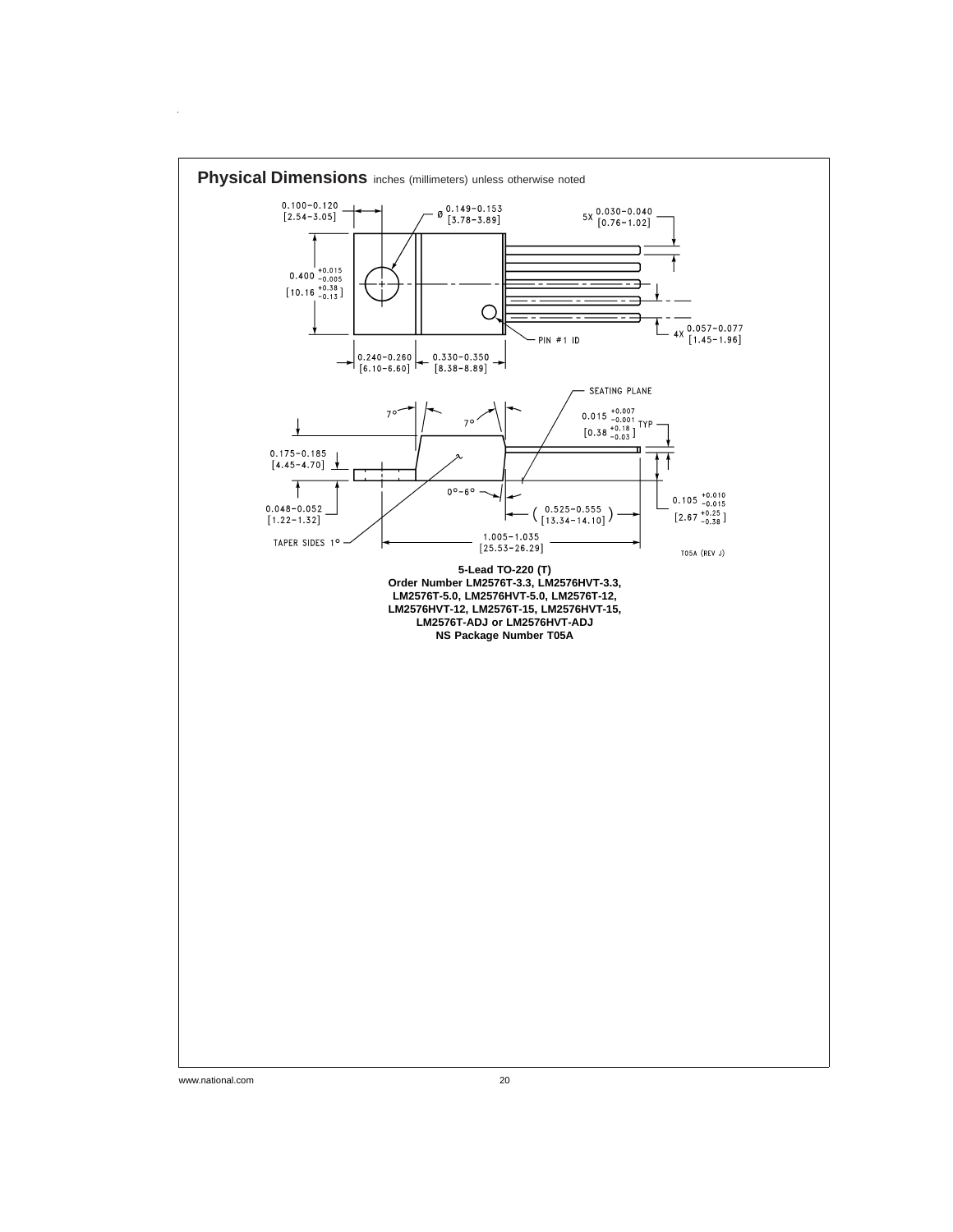## Physical Dimensions inches (millimeters) unless otherwise noted

**5-Lead TO-220 (T)**
**Order Number LM2576T-3.3, LM2576HVT-3.3, LM2576T-5.0, LM2576HVT-5.0, LM2576T-12, LM2576HVT-12, LM2576T-15, LM2576HVT-15, LM2576T-ADJ or LM2576HVT-ADJ**
**NS Package Number T05A**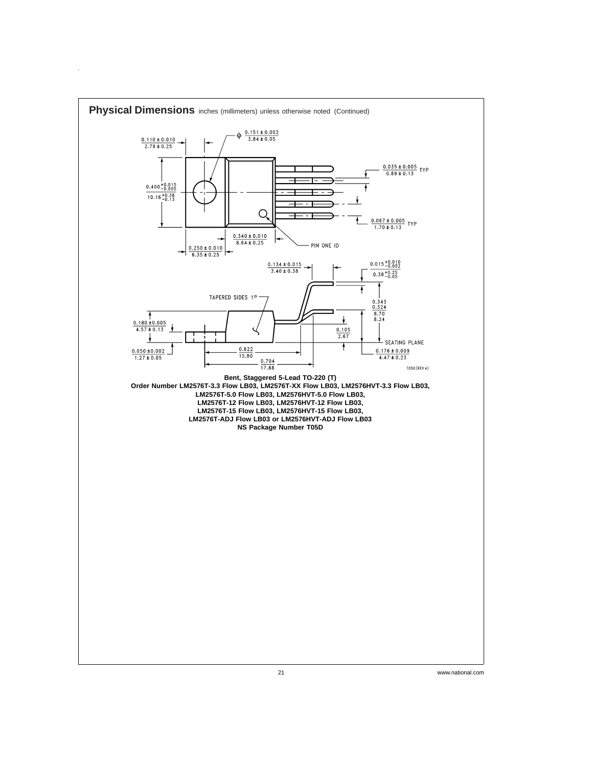## Physical Dimensions inches (millimeters) unless otherwise noted (Continued)

**Bent, Staggered 5-Lead TO-220 (T)**
**Order Number LM2576T-3.3 Flow LB03, LM2576T-XX Flow LB03, LM2576HVT-3.3 Flow LB03,**
**LM2576T-5.0 Flow LB03, LM2576HVT-5.0 Flow LB03,**
**LM2576T-12 Flow LB03, LM2576HVT-12 Flow LB03,**
**LM2576T-15 Flow LB03, LM2576HVT-15 Flow LB03,**
**LM2576T-ADJ Flow LB03 or LM2576HVT-ADJ Flow LB03**
**NS Package Number T05D**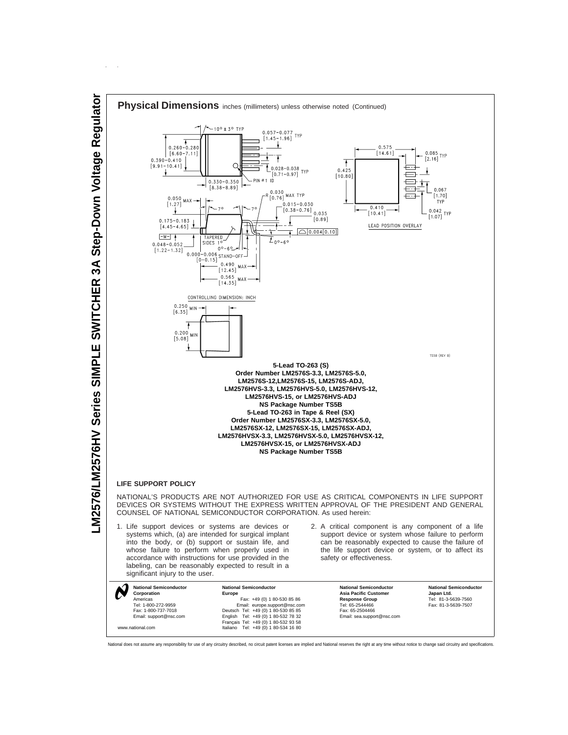## Physical Dimensions inches (millimeters) unless otherwise noted (Continued)

10° ± 3° TYP

0.057–0.077 TYP
[1.45–1.96]

0.260–0.280
[6.60–7.11]

0.390–0.410
[9.91–10.41]

0.028–0.038 TYP
[0.71–0.97]

PIN #1 ID

0.330–0.350
[8.38–8.89]

0.575
[14.61]

0.085 TYP
[2.16]

0.425
[10.80]

0.067
[1.70]
TYP

0.410
[10.41]

0.042 TYP
[1.07]

LEAD POSITION OVERLAY

0.050 MAX
[1.27]

7°

7°

R 0.030 MAX TYP
[0.76]

0.015–0.030
[0.38–0.76]

0.035
[0.89]

0.175–0.183
[4.45–4.65]

-M-

0.004 [0.10]

TAPERED SIDES 1°

0°–6°

0°–6°

0.048–0.052
[1.22–1.32]

0.000–0.006 STAND-OFF
[0–0.15]

0.490 MAX
[12.45]

0.565 MAX
[14.35]

CONTROLLING DIMENSION: INCH

0.250 MIN
[6.35]

0.200 MIN
[5.08]

TS5B (REV B)

**5-Lead TO-263 (S)**
**Order Number LM2576S-3.3, LM2576S-5.0, LM2576S-12,LM2576S-15, LM2576S-ADJ, LM2576HVS-3.3, LM2576HVS-5.0, LM2576HVS-12, LM2576HVS-15, or LM2576HVS-ADJ**
**NS Package Number TS5B**
**5-Lead TO-263 in Tape & Reel (SX)**
**Order Number LM2576SX-3.3, LM2576SX-5.0, LM2576SX-12, LM2576SX-15, LM2576SX-ADJ, LM2576HVSX-3.3, LM2576HVSX-5.0, LM2576HVSX-12, LM2576HVSX-15, or LM2576HVSX-ADJ**
**NS Package Number TS5B**

### LIFE SUPPORT POLICY

NATIONAL'S PRODUCTS ARE NOT AUTHORIZED FOR USE AS CRITICAL COMPONENTS IN LIFE SUPPORT DEVICES OR SYSTEMS WITHOUT THE EXPRESS WRITTEN APPROVAL OF THE PRESIDENT AND GENERAL COUNSEL OF NATIONAL SEMICONDUCTOR CORPORATION. As used herein:

1. Life support devices or systems are devices or systems which, (a) are intended for surgical implant into the body, or (b) support or sustain life, and whose failure to perform when properly used in accordance with instructions for use provided in the labeling, can be reasonably expected to result in a significant injury to the user.
2. A critical component is any component of a life support device or system whose failure to perform can be reasonably expected to cause the failure of the life support device or system, or to affect its safety or effectiveness.

**National Semiconductor Corporation**
Americas
Tel: 1-800-272-9959
Fax: 1-800-737-7018
Email: support@nsc.com

www.national.com

**National Semiconductor Europe**
Fax: +49 (0) 1 80-530 85 86
Email: europe.support@nsc.com
Deutsch Tel: +49 (0) 1 80-530 85 85
English Tel: +49 (0) 1 80-532 78 32
Français Tel: +49 (0) 1 80-532 93 58
Italiano Tel: +49 (0) 1 80-534 16 80

**National Semiconductor Asia Pacific Customer Response Group**
Tel: 65-2544466
Fax: 65-2504466
Email: sea.support@nsc.com

**National Semiconductor Japan Ltd.**
Tel: 81-3-5639-7560
Fax: 81-3-5639-7507

National does not assume any responsibility for use of any circuitry described, no circuit patent licenses are implied and National reserves the right at any time without notice to change said circuitry and specifications.